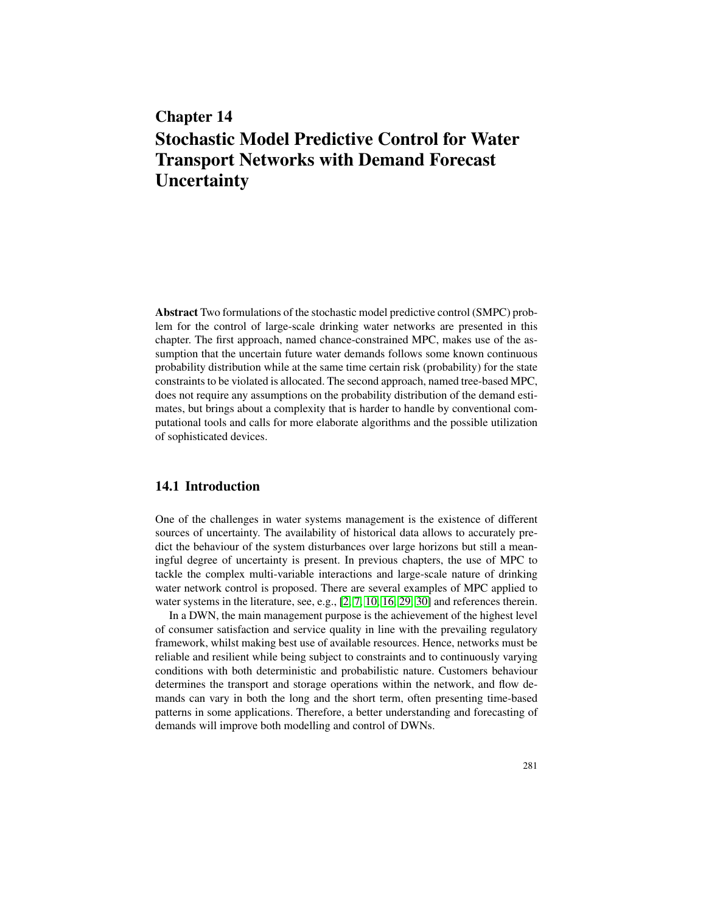# Chapter 14
# Stochastic Model Predictive Control for Water Transport Networks with Demand Forecast Uncertainty

**Abstract** Two formulations of the stochastic model predictive control (SMPC) problem for the control of large-scale drinking water networks are presented in this chapter. The first approach, named chance-constrained MPC, makes use of the assumption that the uncertain future water demands follows some known continuous probability distribution while at the same time certain risk (probability) for the state constraints to be violated is allocated. The second approach, named tree-based MPC, does not require any assumptions on the probability distribution of the demand estimates, but brings about a complexity that is harder to handle by conventional computational tools and calls for more elaborate algorithms and the possible utilization of sophisticated devices.

## 14.1 Introduction

One of the challenges in water systems management is the existence of different sources of uncertainty. The availability of historical data allows to accurately predict the behaviour of the system disturbances over large horizons but still a meaningful degree of uncertainty is present. In previous chapters, the use of MPC to tackle the complex multi-variable interactions and large-scale nature of drinking water network control is proposed. There are several examples of MPC applied to water systems in the literature, see, e.g., [2, 7, 10, 16, 29, 30] and references therein.

In a DWN, the main management purpose is the achievement of the highest level of consumer satisfaction and service quality in line with the prevailing regulatory framework, whilst making best use of available resources. Hence, networks must be reliable and resilient while being subject to constraints and to continuously varying conditions with both deterministic and probabilistic nature. Customers behaviour determines the transport and storage operations within the network, and flow demands can vary in both the long and the short term, often presenting time-based patterns in some applications. Therefore, a better understanding and forecasting of demands will improve both modelling and control of DWNs.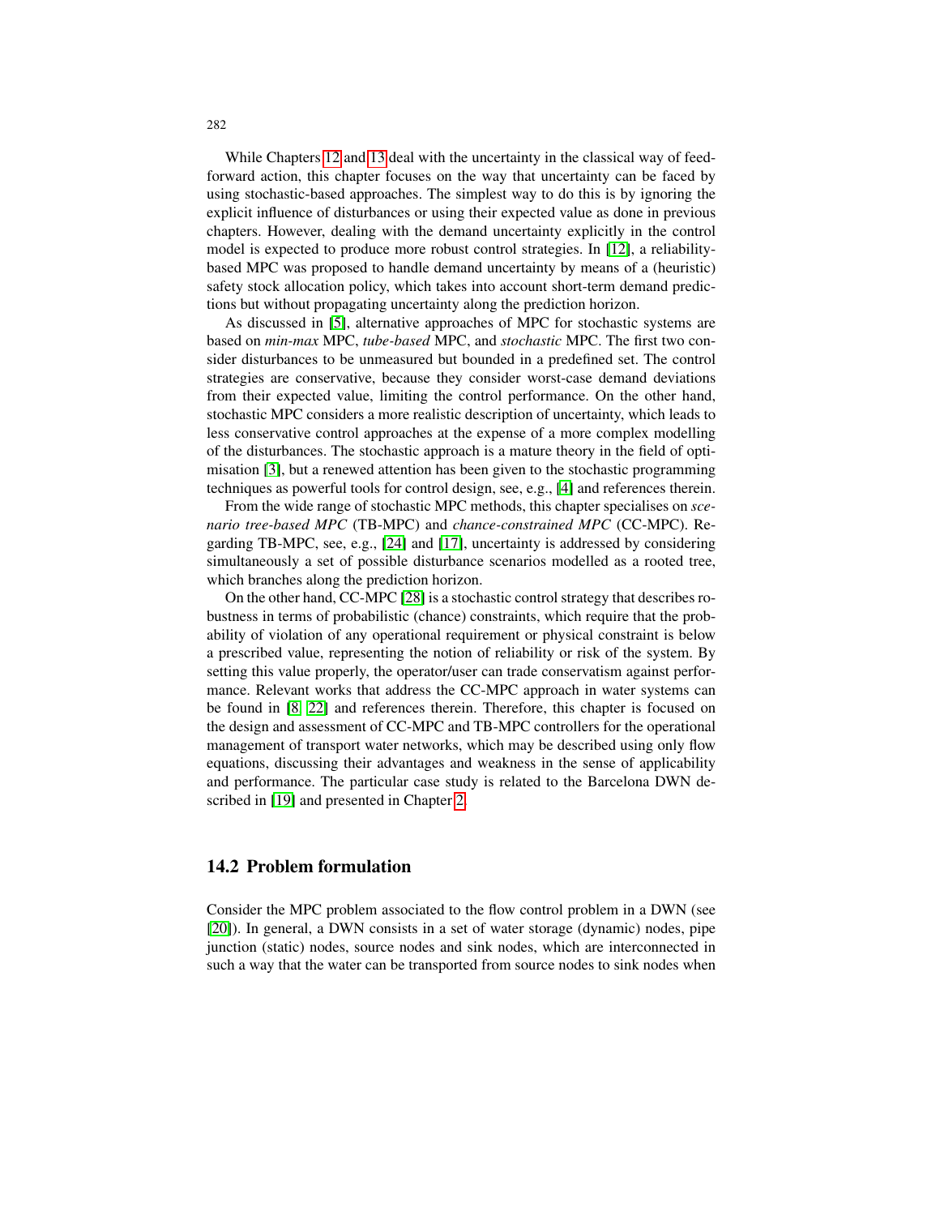While Chapters 12 and 13 deal with the uncertainty in the classical way of feed-forward action, this chapter focuses on the way that uncertainty can be faced by using stochastic-based approaches. The simplest way to do this is by ignoring the explicit influence of disturbances or using their expected value as done in previous chapters. However, dealing with the demand uncertainty explicitly in the control model is expected to produce more robust control strategies. In [12], a reliability-based MPC was proposed to handle demand uncertainty by means of a (heuristic) safety stock allocation policy, which takes into account short-term demand predictions but without propagating uncertainty along the prediction horizon.

As discussed in [5], alternative approaches of MPC for stochastic systems are based on *min-max* MPC, *tube-based* MPC, and *stochastic* MPC. The first two consider disturbances to be unmeasured but bounded in a predefined set. The control strategies are conservative, because they consider worst-case demand deviations from their expected value, limiting the control performance. On the other hand, stochastic MPC considers a more realistic description of uncertainty, which leads to less conservative control approaches at the expense of a more complex modelling of the disturbances. The stochastic approach is a mature theory in the field of optimisation [3], but a renewed attention has been given to the stochastic programming techniques as powerful tools for control design, see, e.g., [4] and references therein.

From the wide range of stochastic MPC methods, this chapter specialises on *scenario tree-based MPC* (TB-MPC) and *chance-constrained MPC* (CC-MPC). Regarding TB-MPC, see, e.g., [24] and [17], uncertainty is addressed by considering simultaneously a set of possible disturbance scenarios modelled as a rooted tree, which branches along the prediction horizon.

On the other hand, CC-MPC [28] is a stochastic control strategy that describes robustness in terms of probabilistic (chance) constraints, which require that the probability of violation of any operational requirement or physical constraint is below a prescribed value, representing the notion of reliability or risk of the system. By setting this value properly, the operator/user can trade conservatism against performance. Relevant works that address the CC-MPC approach in water systems can be found in [8, 22] and references therein. Therefore, this chapter is focused on the design and assessment of CC-MPC and TB-MPC controllers for the operational management of transport water networks, which may be described using only flow equations, discussing their advantages and weakness in the sense of applicability and performance. The particular case study is related to the Barcelona DWN described in [19] and presented in Chapter 2.

## 14.2 Problem formulation

Consider the MPC problem associated to the flow control problem in a DWN (see [20]). In general, a DWN consists in a set of water storage (dynamic) nodes, pipe junction (static) nodes, source nodes and sink nodes, which are interconnected in such a way that the water can be transported from source nodes to sink nodes when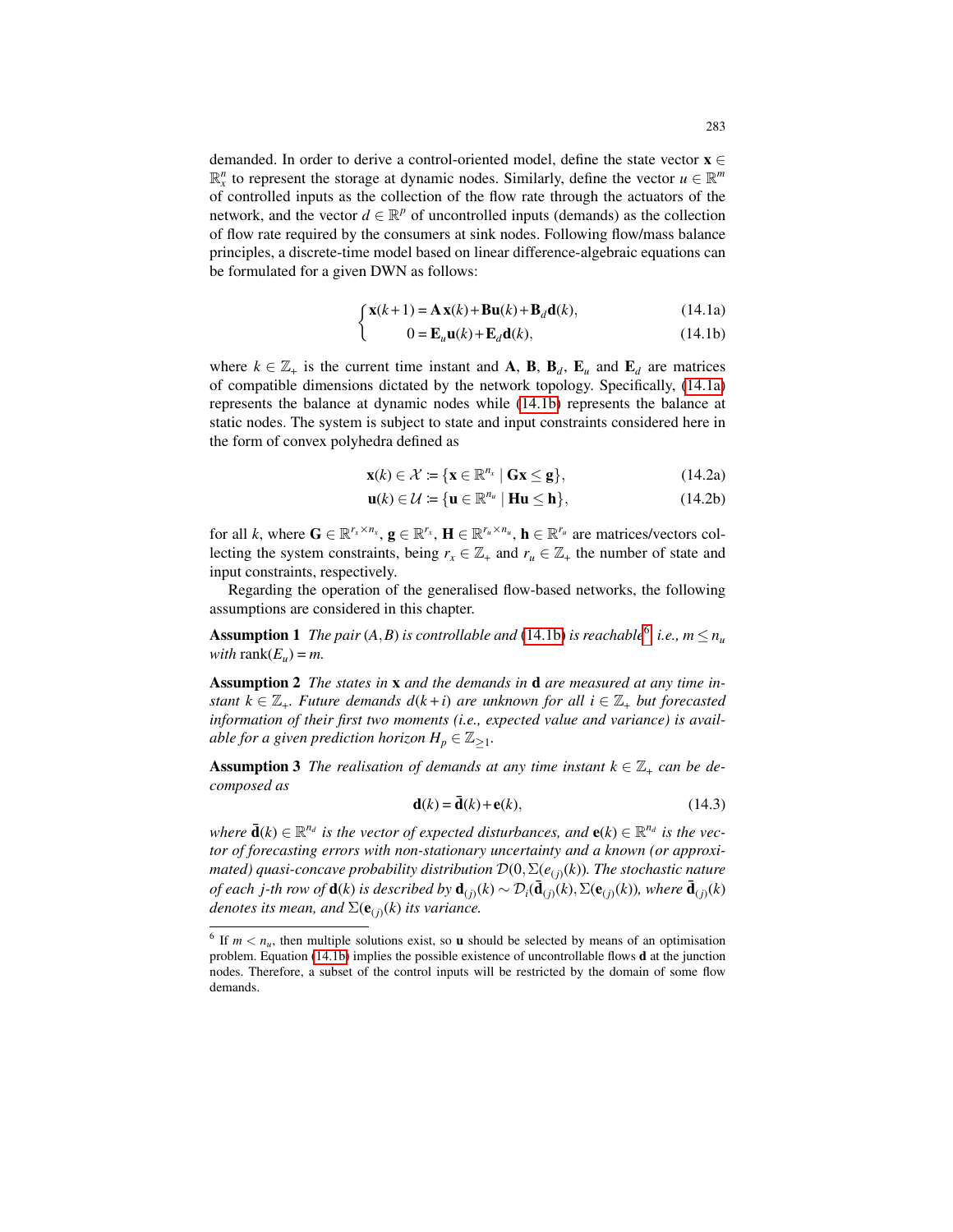demanded. In order to derive a control-oriented model, define the state vector $\mathbf{x} \in \mathbb{R}_x^n$ to represent the storage at dynamic nodes. Similarly, define the vector $u \in \mathbb{R}^m$ of controlled inputs as the collection of the flow rate through the actuators of the network, and the vector $d \in \mathbb{R}^p$ of uncontrolled inputs (demands) as the collection of flow rate required by the consumers at sink nodes. Following flow/mass balance principles, a discrete-time model based on linear difference-algebraic equations can be formulated for a given DWN as follows:

$$
\begin{cases}
\mathbf{x}(k+1) = \mathbf{A}\,\mathbf{x}(k) + \mathbf{B}\mathbf{u}(k) + \mathbf{B}_d\mathbf{d}(k), & (14.1a)\\
\qquad\quad 0 = \mathbf{E}_u\mathbf{u}(k) + \mathbf{E}_d\mathbf{d}(k), & (14.1b)
\end{cases}
$$

where $k \in \mathbb{Z}_+$ is the current time instant and $\mathbf{A}$, $\mathbf{B}$, $\mathbf{B}_d$, $\mathbf{E}_u$ and $\mathbf{E}_d$ are matrices of compatible dimensions dictated by the network topology. Specifically, (14.1a) represents the balance at dynamic nodes while (14.1b) represents the balance at static nodes. The system is subject to state and input constraints considered here in the form of convex polyhedra defined as

$$
\mathbf{x}(k) \in \mathcal{X} \coloneqq \{\mathbf{x} \in \mathbb{R}^{n_x} \mid \mathbf{G}\mathbf{x} \leq \mathbf{g}\}, \tag{14.2a}
$$

$$
\mathbf{u}(k) \in \mathcal{U} \coloneqq \{\mathbf{u} \in \mathbb{R}^{n_u} \mid \mathbf{H}\mathbf{u} \leq \mathbf{h}\}, \tag{14.2b}
$$

for all $k$, where $\mathbf{G} \in \mathbb{R}^{r_x \times n_x}$, $\mathbf{g} \in \mathbb{R}^{r_x}$, $\mathbf{H} \in \mathbb{R}^{r_u \times n_u}$, $\mathbf{h} \in \mathbb{R}^{r_u}$ are matrices/vectors collecting the system constraints, being $r_x \in \mathbb{Z}_+$ and $r_u \in \mathbb{Z}_+$ the number of state and input constraints, respectively.

Regarding the operation of the generalised flow-based networks, the following assumptions are considered in this chapter.

**Assumption 1** *The pair $(A, B)$ is controllable and (14.1b) is reachable*[6] *i.e., $m \leq n_u$ with* $\operatorname{rank}(E_u) = m$.

**Assumption 2** *The states in $\mathbf{x}$ and the demands in $\mathbf{d}$ are measured at any time instant $k \in \mathbb{Z}_+$. Future demands $d(k+i)$ are unknown for all $i \in \mathbb{Z}_+$ but forecasted information of their first two moments (i.e., expected value and variance) is available for a given prediction horizon $H_p \in \mathbb{Z}_{\geq 1}$.*

**Assumption 3** *The realisation of demands at any time instant $k \in \mathbb{Z}_+$ can be decomposed as*

$$
\mathbf{d}(k) = \bar{\mathbf{d}}(k) + \mathbf{e}(k), \tag{14.3}
$$

*where $\bar{\mathbf{d}}(k) \in \mathbb{R}^{n_d}$ is the vector of expected disturbances, and $\mathbf{e}(k) \in \mathbb{R}^{n_d}$ is the vector of forecasting errors with non-stationary uncertainty and a known (or approximated) quasi-concave probability distribution $\mathcal{D}(0, \Sigma(e_{(j)}(k))$. The stochastic nature of each $j$-th row of $\mathbf{d}(k)$ is described by $\mathbf{d}_{(j)}(k) \sim \mathcal{D}_i(\bar{\mathbf{d}}_{(j)}(k), \Sigma(\mathbf{e}_{(j)}(k))$, where $\bar{\mathbf{d}}_{(j)}(k)$ denotes its mean, and $\Sigma(\mathbf{e}_{(j)}(k)$ its variance.*

---

[6] If $m < n_u$, then multiple solutions exist, so $\mathbf{u}$ should be selected by means of an optimisation problem. Equation (14.1b) implies the possible existence of uncontrollable flows $\mathbf{d}$ at the junction nodes. Therefore, a subset of the control inputs will be restricted by the domain of some flow demands.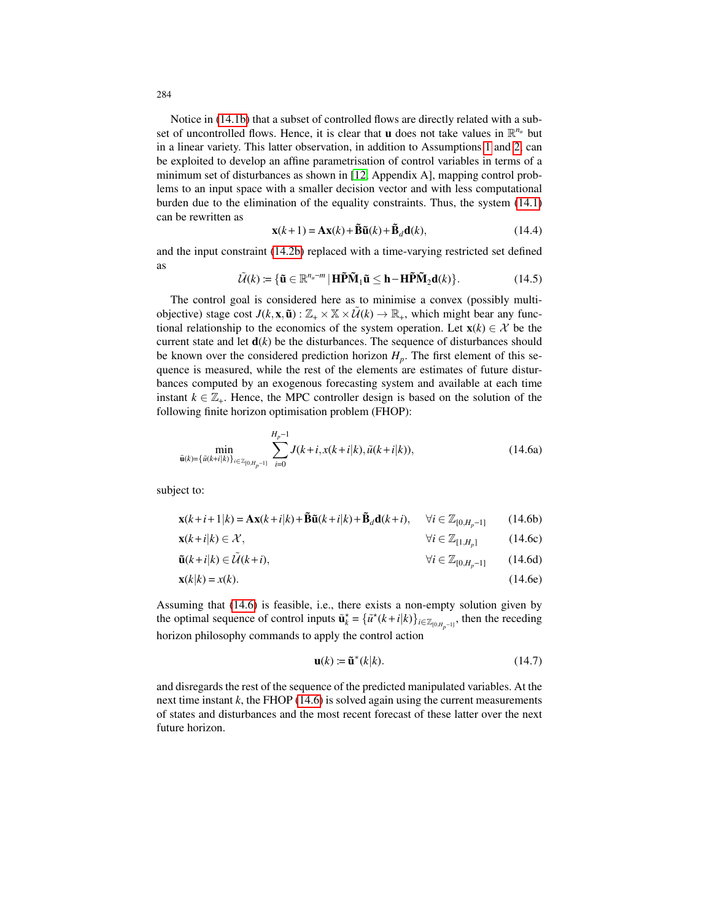Notice in (14.1b) that a subset of controlled flows are directly related with a subset of uncontrolled flows. Hence, it is clear that $\mathbf{u}$ does not take values in $\mathbb{R}^{n_u}$ but in a linear variety. This latter observation, in addition to Assumptions 1 and 2, can be exploited to develop an affine parametrisation of control variables in terms of a minimum set of disturbances as shown in [12, Appendix A], mapping control problems to an input space with a smaller decision vector and with less computational burden due to the elimination of the equality constraints. Thus, the system (14.1) can be rewritten as

$$\mathbf{x}(k+1) = \mathbf{A}\mathbf{x}(k) + \tilde{\mathbf{B}}\tilde{\mathbf{u}}(k) + \tilde{\mathbf{B}}_d\mathbf{d}(k), \tag{14.4}$$

and the input constraint (14.2b) replaced with a time-varying restricted set defined as

$$\tilde{\mathcal{U}}(k) \coloneqq \{\tilde{\mathbf{u}} \in \mathbb{R}^{n_u - m} \,|\, \mathbf{H}\tilde{\mathbf{P}}\tilde{\mathbf{M}}_1\tilde{\mathbf{u}} \leq \mathbf{h} - \mathbf{H}\tilde{\mathbf{P}}\tilde{\mathbf{M}}_2\mathbf{d}(k)\}. \tag{14.5}$$

The control goal is considered here as to minimise a convex (possibly multi-objective) stage cost $J(k, \mathbf{x}, \tilde{\mathbf{u}}) : \mathbb{Z}_+ \times \mathbb{X} \times \tilde{\mathcal{U}}(k) \to \mathbb{R}_+$, which might bear any functional relationship to the economics of the system operation. Let $\mathbf{x}(k) \in \mathcal{X}$ be the current state and let $\mathbf{d}(k)$ be the disturbances. The sequence of disturbances should be known over the considered prediction horizon $H_p$. The first element of this sequence is measured, while the rest of the elements are estimates of future disturbances computed by an exogenous forecasting system and available at each time instant $k \in \mathbb{Z}_+$. Hence, the MPC controller design is based on the solution of the following finite horizon optimisation problem (FHOP):

$$\min_{\tilde{\mathbf{u}}(k) = \{\tilde{u}(k+i|k)\}_{i \in \mathbb{Z}_{[0,H_p-1]}}} \sum_{i=0}^{H_p-1} J(k+i, x(k+i|k), \tilde{u}(k+i|k)), \tag{14.6a}$$

subject to:

$$\mathbf{x}(k+i+1|k) = \mathbf{A}\mathbf{x}(k+i|k) + \tilde{\mathbf{B}}\tilde{\mathbf{u}}(k+i|k) + \tilde{\mathbf{B}}_d\mathbf{d}(k+i), \quad \forall i \in \mathbb{Z}_{[0,H_p-1]} \tag{14.6b}$$

$$\mathbf{x}(k+i|k) \in \mathcal{X}, \quad \forall i \in \mathbb{Z}_{[1,H_p]} \tag{14.6c}$$

$$\tilde{\mathbf{u}}(k+i|k) \in \tilde{\mathcal{U}}(k+i), \quad \forall i \in \mathbb{Z}_{[0,H_p-1]} \tag{14.6d}$$

$$\mathbf{x}(k|k) = x(k). \tag{14.6e}$$

Assuming that (14.6) is feasible, i.e., there exists a non-empty solution given by the optimal sequence of control inputs $\tilde{\mathbf{u}}_k^\star = \{\tilde{u}^\star(k+i|k)\}_{i \in \mathbb{Z}_{[0,H_p-1]}}$, then the receding horizon philosophy commands to apply the control action

$$\mathbf{u}(k) \coloneqq \tilde{\mathbf{u}}^*(k|k). \tag{14.7}$$

and disregards the rest of the sequence of the predicted manipulated variables. At the next time instant $k$, the FHOP (14.6) is solved again using the current measurements of states and disturbances and the most recent forecast of these latter over the next future horizon.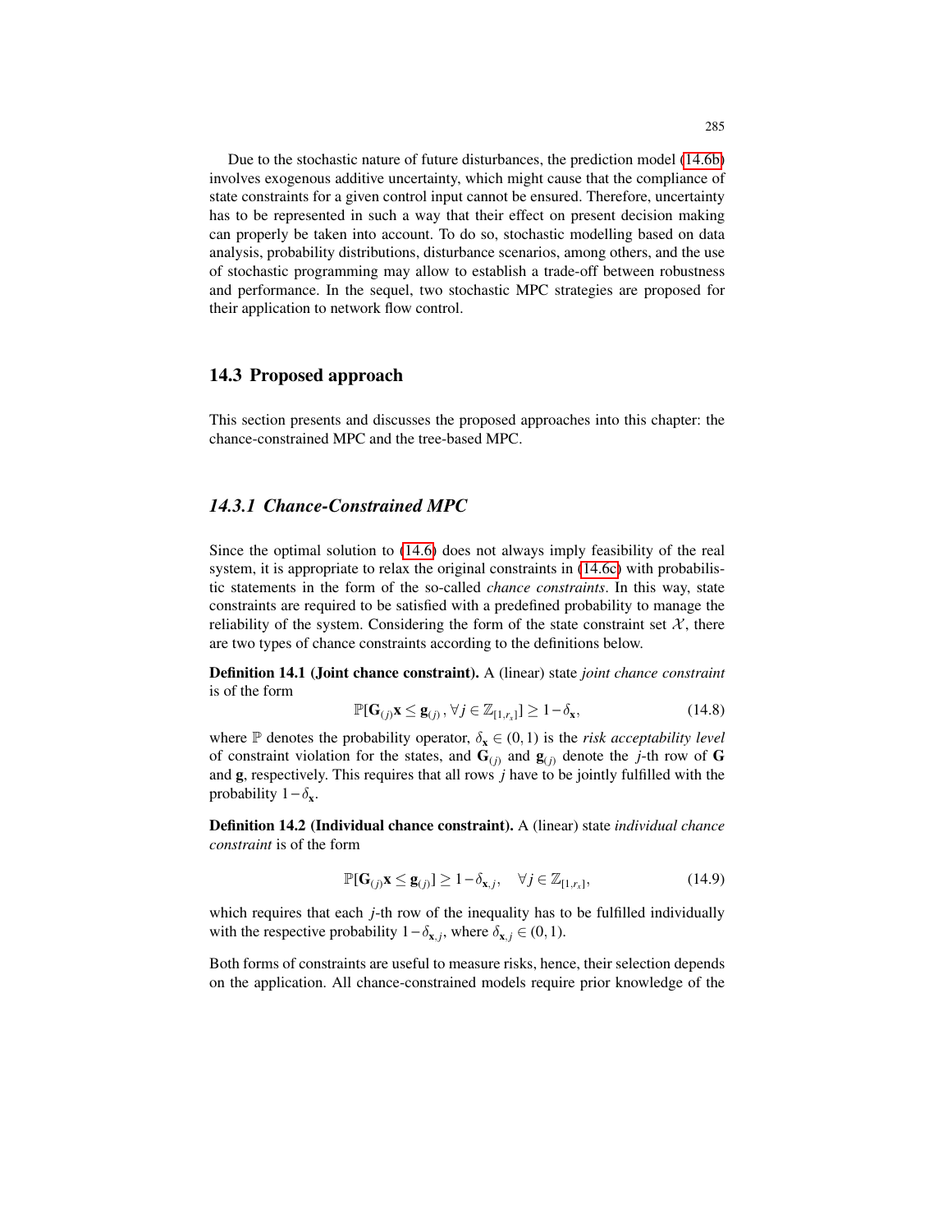Due to the stochastic nature of future disturbances, the prediction model (14.6b) involves exogenous additive uncertainty, which might cause that the compliance of state constraints for a given control input cannot be ensured. Therefore, uncertainty has to be represented in such a way that their effect on present decision making can properly be taken into account. To do so, stochastic modelling based on data analysis, probability distributions, disturbance scenarios, among others, and the use of stochastic programming may allow to establish a trade-off between robustness and performance. In the sequel, two stochastic MPC strategies are proposed for their application to network flow control.

## 14.3 Proposed approach

This section presents and discusses the proposed approaches into this chapter: the chance-constrained MPC and the tree-based MPC.

### *14.3.1 Chance-Constrained MPC*

Since the optimal solution to (14.6) does not always imply feasibility of the real system, it is appropriate to relax the original constraints in (14.6c) with probabilistic statements in the form of the so-called *chance constraints*. In this way, state constraints are required to be satisfied with a predefined probability to manage the reliability of the system. Considering the form of the state constraint set $\mathcal{X}$, there are two types of chance constraints according to the definitions below.

**Definition 14.1 (Joint chance constraint).** A (linear) state *joint chance constraint* is of the form

$$\mathbb{P}[\mathbf{G}_{(j)}\mathbf{x} \leq \mathbf{g}_{(j)}, \forall j \in \mathbb{Z}_{[1,r_x]}] \geq 1-\delta_{\mathbf{x}}, \tag{14.8}$$

where $\mathbb{P}$ denotes the probability operator, $\delta_{\mathbf{x}} \in (0,1)$ is the *risk acceptability level* of constraint violation for the states, and $\mathbf{G}_{(j)}$ and $\mathbf{g}_{(j)}$ denote the $j$-th row of $\mathbf{G}$ and $\mathbf{g}$, respectively. This requires that all rows $j$ have to be jointly fulfilled with the probability $1-\delta_{\mathbf{x}}$.

**Definition 14.2 (Individual chance constraint).** A (linear) state *individual chance constraint* is of the form

$$\mathbb{P}[\mathbf{G}_{(j)}\mathbf{x} \leq \mathbf{g}_{(j)}] \geq 1-\delta_{\mathbf{x},j}, \quad \forall j \in \mathbb{Z}_{[1,r_x]}, \tag{14.9}$$

which requires that each $j$-th row of the inequality has to be fulfilled individually with the respective probability $1-\delta_{\mathbf{x},j}$, where $\delta_{\mathbf{x},j} \in (0,1)$.

Both forms of constraints are useful to measure risks, hence, their selection depends on the application. All chance-constrained models require prior knowledge of the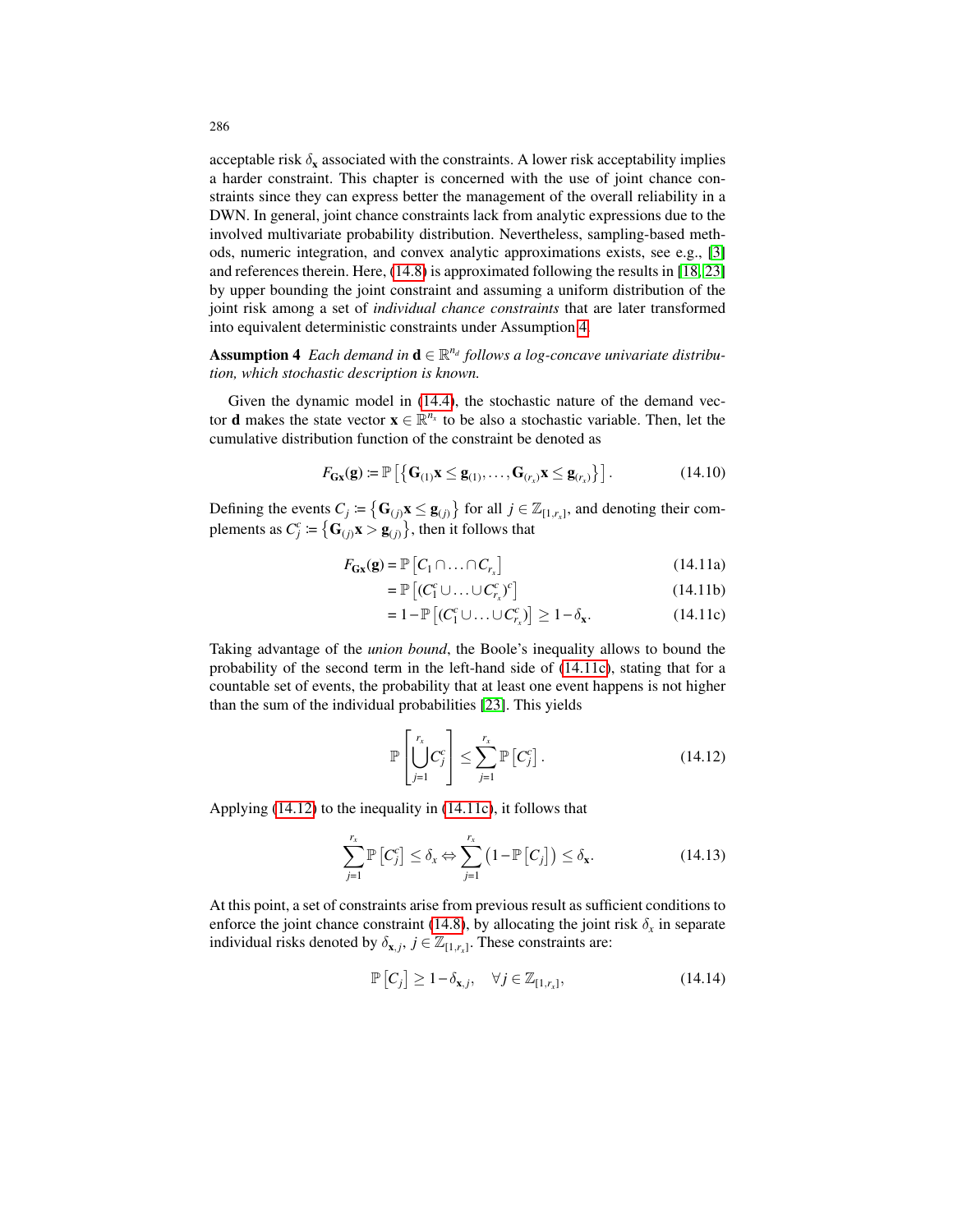acceptable risk $\delta_{\mathbf{x}}$ associated with the constraints. A lower risk acceptability implies a harder constraint. This chapter is concerned with the use of joint chance constraints since they can express better the management of the overall reliability in a DWN. In general, joint chance constraints lack from analytic expressions due to the involved multivariate probability distribution. Nevertheless, sampling-based methods, numeric integration, and convex analytic approximations exists, see e.g., [3] and references therein. Here, (14.8) is approximated following the results in [18, 23] by upper bounding the joint constraint and assuming a uniform distribution of the joint risk among a set of *individual chance constraints* that are later transformed into equivalent deterministic constraints under Assumption 4.

**Assumption 4** *Each demand in $\mathbf{d} \in \mathbb{R}^{n_d}$ follows a log-concave univariate distribution, which stochastic description is known.*

Given the dynamic model in (14.4), the stochastic nature of the demand vector $\mathbf{d}$ makes the state vector $\mathbf{x} \in \mathbb{R}^{n_x}$ to be also a stochastic variable. Then, let the cumulative distribution function of the constraint be denoted as

$$F_{\mathbf{Gx}}(\mathbf{g}) := \mathbb{P}\left[\left\{\mathbf{G}_{(1)}\mathbf{x} \leq \mathbf{g}_{(1)}, \ldots, \mathbf{G}_{(r_x)}\mathbf{x} \leq \mathbf{g}_{(r_x)}\right\}\right]. \tag{14.10}$$

Defining the events $C_j := \left\{\mathbf{G}_{(j)}\mathbf{x} \leq \mathbf{g}_{(j)}\right\}$ for all $j \in \mathbb{Z}_{[1,r_x]}$, and denoting their complements as $C_j^c := \left\{\mathbf{G}_{(j)}\mathbf{x} > \mathbf{g}_{(j)}\right\}$, then it follows that

$$\begin{aligned}
F_{\mathbf{Gx}}(\mathbf{g}) &= \mathbb{P}\left[C_1 \cap \ldots \cap C_{r_x}\right] && \text{(14.11a)}\\
&= \mathbb{P}\left[(C_1^c \cup \ldots \cup C_{r_x}^c)^c\right] && \text{(14.11b)}\\
&= 1 - \mathbb{P}\left[(C_1^c \cup \ldots \cup C_{r_x}^c)\right] \geq 1 - \delta_{\mathbf{x}}. && \text{(14.11c)}
\end{aligned}$$

Taking advantage of the *union bound*, the Boole's inequality allows to bound the probability of the second term in the left-hand side of (14.11c), stating that for a countable set of events, the probability that at least one event happens is not higher than the sum of the individual probabilities [23]. This yields

$$\mathbb{P}\left[\bigcup_{j=1}^{r_x} C_j^c\right] \leq \sum_{j=1}^{r_x} \mathbb{P}\left[C_j^c\right]. \tag{14.12}$$

Applying (14.12) to the inequality in (14.11c), it follows that

$$\sum_{j=1}^{r_x} \mathbb{P}\left[C_j^c\right] \leq \delta_x \Leftrightarrow \sum_{j=1}^{r_x} \left(1 - \mathbb{P}\left[C_j\right]\right) \leq \delta_{\mathbf{x}}. \tag{14.13}$$

At this point, a set of constraints arise from previous result as sufficient conditions to enforce the joint chance constraint (14.8), by allocating the joint risk $\delta_x$ in separate individual risks denoted by $\delta_{\mathbf{x},j}$, $j \in \mathbb{Z}_{[1,r_x]}$. These constraints are:

$$\mathbb{P}\left[C_j\right] \geq 1 - \delta_{\mathbf{x},j}, \quad \forall j \in \mathbb{Z}_{[1,r_x]}, \tag{14.14}$$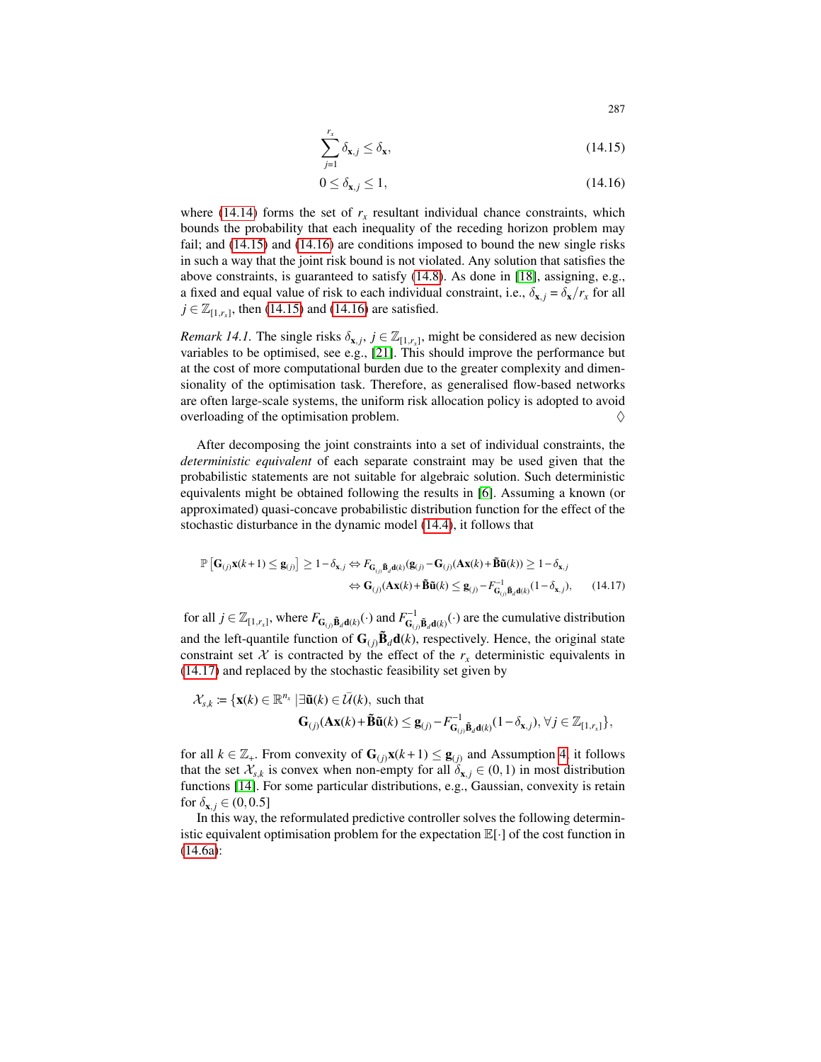$$\sum_{j=1}^{r_x} \delta_{\mathbf{x},j} \leq \delta_{\mathbf{x}}, \tag{14.15}$$

$$0 \leq \delta_{\mathbf{x},j} \leq 1, \tag{14.16}$$

where (14.14) forms the set of $r_x$ resultant individual chance constraints, which bounds the probability that each inequality of the receding horizon problem may fail; and (14.15) and (14.16) are conditions imposed to bound the new single risks in such a way that the joint risk bound is not violated. Any solution that satisfies the above constraints, is guaranteed to satisfy (14.8). As done in [18], assigning, e.g., a fixed and equal value of risk to each individual constraint, i.e., $\delta_{\mathbf{x},j} = \delta_{\mathbf{x}}/r_x$ for all $j \in \mathbb{Z}_{[1,r_x]}$, then (14.15) and (14.16) are satisfied.

*Remark 14.1.* The single risks $\delta_{\mathbf{x},j}$, $j \in \mathbb{Z}_{[1,r_x]}$, might be considered as new decision variables to be optimised, see e.g., [21]. This should improve the performance but at the cost of more computational burden due to the greater complexity and dimensionality of the optimisation task. Therefore, as generalised flow-based networks are often large-scale systems, the uniform risk allocation policy is adopted to avoid overloading of the optimisation problem. $\Diamond$

After decomposing the joint constraints into a set of individual constraints, the *deterministic equivalent* of each separate constraint may be used given that the probabilistic statements are not suitable for algebraic solution. Such deterministic equivalents might be obtained following the results in [6]. Assuming a known (or approximated) quasi-concave probabilistic distribution function for the effect of the stochastic disturbance in the dynamic model (14.4), it follows that

$$\begin{aligned}
\mathbb{P}\left[\mathbf{G}_{(j)}\mathbf{x}(k+1) \leq \mathbf{g}_{(j)}\right] \geq 1-\delta_{\mathbf{x},j} &\Leftrightarrow F_{\mathbf{G}_{(j)}\tilde{\mathbf{B}}_d\mathbf{d}(k)}(\mathbf{g}_{(j)} - \mathbf{G}_{(j)}(\mathbf{A}\mathbf{x}(k)+\tilde{\mathbf{B}}\tilde{\mathbf{u}}(k)) \geq 1-\delta_{\mathbf{x},j} \\
&\Leftrightarrow \mathbf{G}_{(j)}(\mathbf{A}\mathbf{x}(k)+\tilde{\mathbf{B}}\tilde{\mathbf{u}}(k) \leq \mathbf{g}_{(j)} - F^{-1}_{\mathbf{G}_{(j)}\tilde{\mathbf{B}}_d\mathbf{d}(k)}(1-\delta_{\mathbf{x},j}),
\end{aligned} \tag{14.17}$$

for all $j \in \mathbb{Z}_{[1,r_x]}$, where $F_{\mathbf{G}_{(j)}\tilde{\mathbf{B}}_d\mathbf{d}(k)}(\cdot)$ and $F^{-1}_{\mathbf{G}_{(j)}\tilde{\mathbf{B}}_d\mathbf{d}(k)}(\cdot)$ are the cumulative distribution and the left-quantile function of $\mathbf{G}_{(j)}\tilde{\mathbf{B}}_d\mathbf{d}(k)$, respectively. Hence, the original state constraint set $\mathcal{X}$ is contracted by the effect of the $r_x$ deterministic equivalents in (14.17) and replaced by the stochastic feasibility set given by

$$\begin{aligned}
\mathcal{X}_{s,k} \coloneqq \{\mathbf{x}(k) \in \mathbb{R}^{n_x} \,|\, \exists \tilde{\mathbf{u}}(k) \in \bar{\mathcal{U}}(k), \text{ such that} \\
\mathbf{G}_{(j)}(\mathbf{A}\mathbf{x}(k)+\tilde{\mathbf{B}}\tilde{\mathbf{u}}(k) \leq \mathbf{g}_{(j)} - F^{-1}_{\mathbf{G}_{(j)}\tilde{\mathbf{B}}_d\mathbf{d}(k)}(1-\delta_{\mathbf{x},j}), \forall j \in \mathbb{Z}_{[1,r_x]}\},
\end{aligned}$$

for all $k \in \mathbb{Z}_+$. From convexity of $\mathbf{G}_{(j)}\mathbf{x}(k+1) \leq \mathbf{g}_{(j)}$ and Assumption 4, it follows that the set $\mathcal{X}_{s,k}$ is convex when non-empty for all $\delta_{\mathbf{x},j} \in (0,1)$ in most distribution functions [14]. For some particular distributions, e.g., Gaussian, convexity is retain for $\delta_{\mathbf{x},j} \in (0,0.5]$

In this way, the reformulated predictive controller solves the following deterministic equivalent optimisation problem for the expectation $\mathbb{E}[\cdot]$ of the cost function in (14.6a):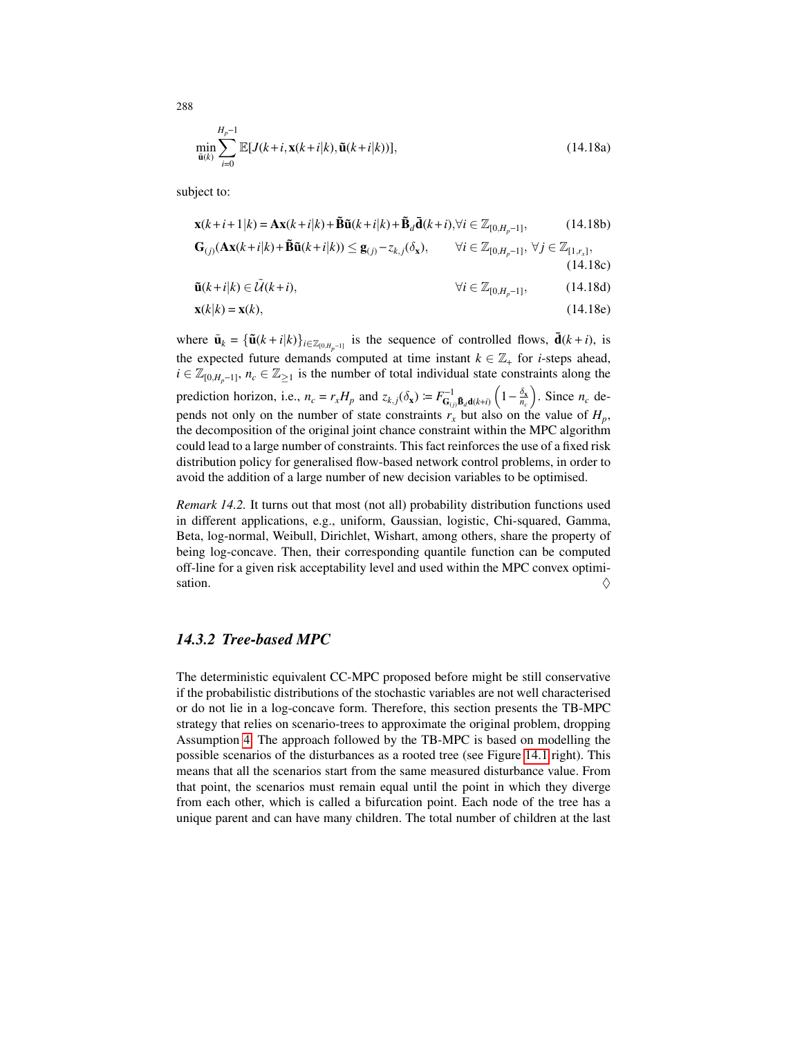$$\min_{\tilde{\mathbf{u}}(k)} \sum_{i=0}^{H_p-1} \mathbb{E}[J(k+i, \mathbf{x}(k+i|k), \tilde{\mathbf{u}}(k+i|k))], \tag{14.18a}$$

subject to:

$$\mathbf{x}(k+i+1|k) = \mathbf{A}\mathbf{x}(k+i|k) + \tilde{\mathbf{B}}\tilde{\mathbf{u}}(k+i|k) + \tilde{\mathbf{B}}_d\bar{\mathbf{d}}(k+i), \forall i \in \mathbb{Z}_{[0,H_p-1]}, \tag{14.18b}$$

$$\mathbf{G}_{(j)}(\mathbf{A}\mathbf{x}(k+i|k) + \tilde{\mathbf{B}}\tilde{\mathbf{u}}(k+i|k)) \leq \mathbf{g}_{(j)} - z_{k,j}(\delta_{\mathbf{x}}), \qquad \forall i \in \mathbb{Z}_{[0,H_p-1]},\ \forall j \in \mathbb{Z}_{[1,r_x]}, \tag{14.18c}$$

$$\tilde{\mathbf{u}}(k+i|k) \in \tilde{\mathcal{U}}(k+i), \qquad \forall i \in \mathbb{Z}_{[0,H_p-1]}, \tag{14.18d}$$

$$\mathbf{x}(k|k) = \mathbf{x}(k), \tag{14.18e}$$

where $\tilde{\mathbf{u}}_k = \{\tilde{\mathbf{u}}(k+i|k)\}_{i \in \mathbb{Z}_{[0,H_p-1]}}$ is the sequence of controlled flows, $\bar{\mathbf{d}}(k+i)$, is the expected future demands computed at time instant $k \in \mathbb{Z}_+$ for $i$-steps ahead, $i \in \mathbb{Z}_{[0,H_p-1]}$, $n_c \in \mathbb{Z}_{\geq 1}$ is the number of total individual state constraints along the prediction horizon, i.e., $n_c = r_x H_p$ and $z_{k,j}(\delta_{\mathbf{x}}) := F^{-1}_{\mathbf{G}_{(j)}\tilde{\mathbf{B}}_d\mathbf{d}(k+i)}\left(1 - \frac{\delta_{\mathbf{x}}}{n_c}\right)$. Since $n_c$ depends not only on the number of state constraints $r_x$ but also on the value of $H_p$, the decomposition of the original joint chance constraint within the MPC algorithm could lead to a large number of constraints. This fact reinforces the use of a fixed risk distribution policy for generalised flow-based network control problems, in order to avoid the addition of a large number of new decision variables to be optimised.

*Remark 14.2.* It turns out that most (not all) probability distribution functions used in different applications, e.g., uniform, Gaussian, logistic, Chi-squared, Gamma, Beta, log-normal, Weibull, Dirichlet, Wishart, among others, share the property of being log-concave. Then, their corresponding quantile function can be computed off-line for a given risk acceptability level and used within the MPC convex optimisation. ♢

### 14.3.2 Tree-based MPC

The deterministic equivalent CC-MPC proposed before might be still conservative if the probabilistic distributions of the stochastic variables are not well characterised or do not lie in a log-concave form. Therefore, this section presents the TB-MPC strategy that relies on scenario-trees to approximate the original problem, dropping Assumption 4. The approach followed by the TB-MPC is based on modelling the possible scenarios of the disturbances as a rooted tree (see Figure 14.1 right). This means that all the scenarios start from the same measured disturbance value. From that point, the scenarios must remain equal until the point in which they diverge from each other, which is called a bifurcation point. Each node of the tree has a unique parent and can have many children. The total number of children at the last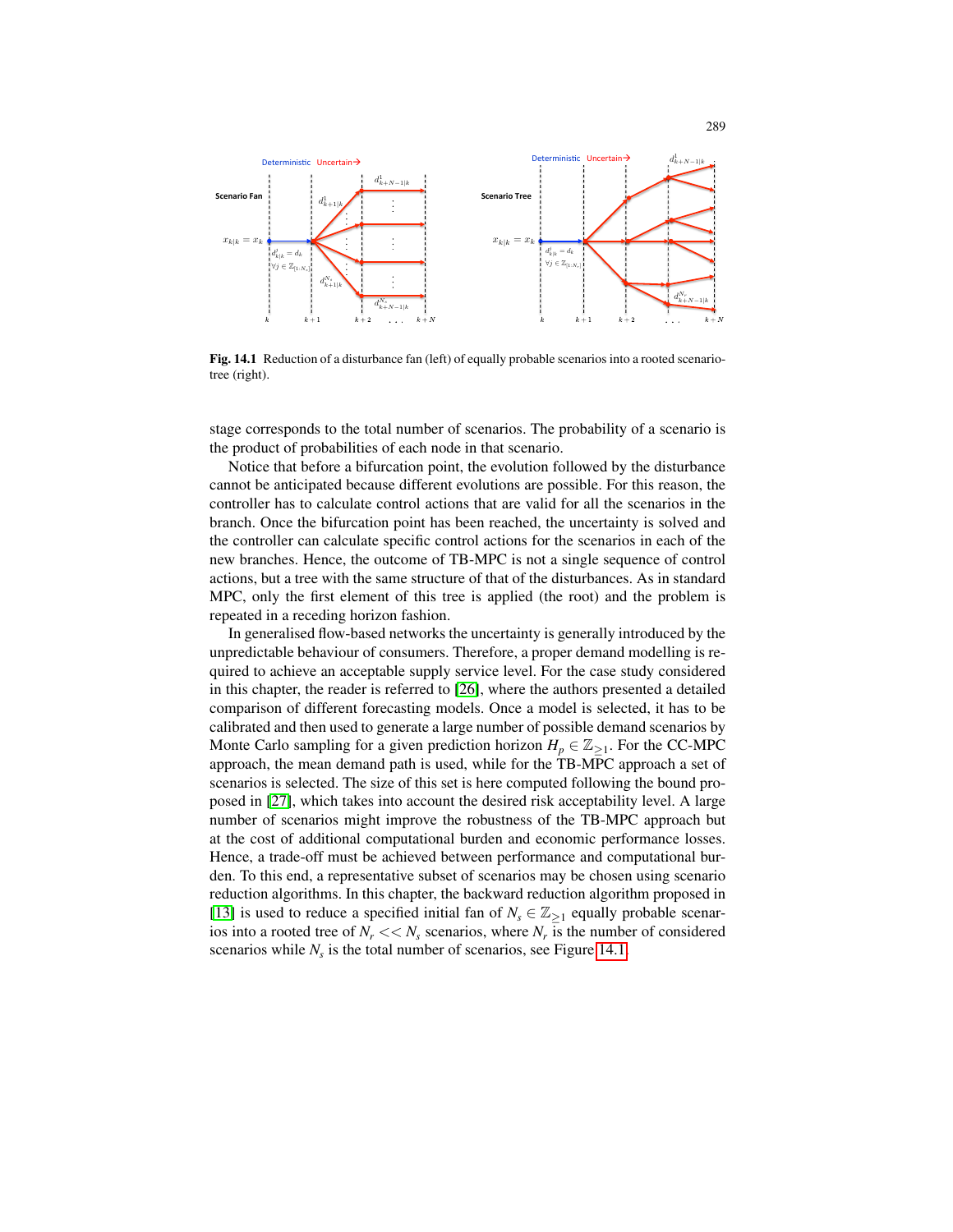**Fig. 14.1** Reduction of a disturbance fan (left) of equally probable scenarios into a rooted scenario-tree (right).

stage corresponds to the total number of scenarios. The probability of a scenario is the product of probabilities of each node in that scenario.

Notice that before a bifurcation point, the evolution followed by the disturbance cannot be anticipated because different evolutions are possible. For this reason, the controller has to calculate control actions that are valid for all the scenarios in the branch. Once the bifurcation point has been reached, the uncertainty is solved and the controller can calculate specific control actions for the scenarios in each of the new branches. Hence, the outcome of TB-MPC is not a single sequence of control actions, but a tree with the same structure of that of the disturbances. As in standard MPC, only the first element of this tree is applied (the root) and the problem is repeated in a receding horizon fashion.

In generalised flow-based networks the uncertainty is generally introduced by the unpredictable behaviour of consumers. Therefore, a proper demand modelling is required to achieve an acceptable supply service level. For the case study considered in this chapter, the reader is referred to [26], where the authors presented a detailed comparison of different forecasting models. Once a model is selected, it has to be calibrated and then used to generate a large number of possible demand scenarios by Monte Carlo sampling for a given prediction horizon $H_p \in \mathbb{Z}_{\geq 1}$. For the CC-MPC approach, the mean demand path is used, while for the TB-MPC approach a set of scenarios is selected. The size of this set is here computed following the bound proposed in [27], which takes into account the desired risk acceptability level. A large number of scenarios might improve the robustness of the TB-MPC approach but at the cost of additional computational burden and economic performance losses. Hence, a trade-off must be achieved between performance and computational burden. To this end, a representative subset of scenarios may be chosen using scenario reduction algorithms. In this chapter, the backward reduction algorithm proposed in [13] is used to reduce a specified initial fan of $N_s \in \mathbb{Z}_{\geq 1}$ equally probable scenarios into a rooted tree of $N_r << N_s$ scenarios, where $N_r$ is the number of considered scenarios while $N_s$ is the total number of scenarios, see Figure 14.1.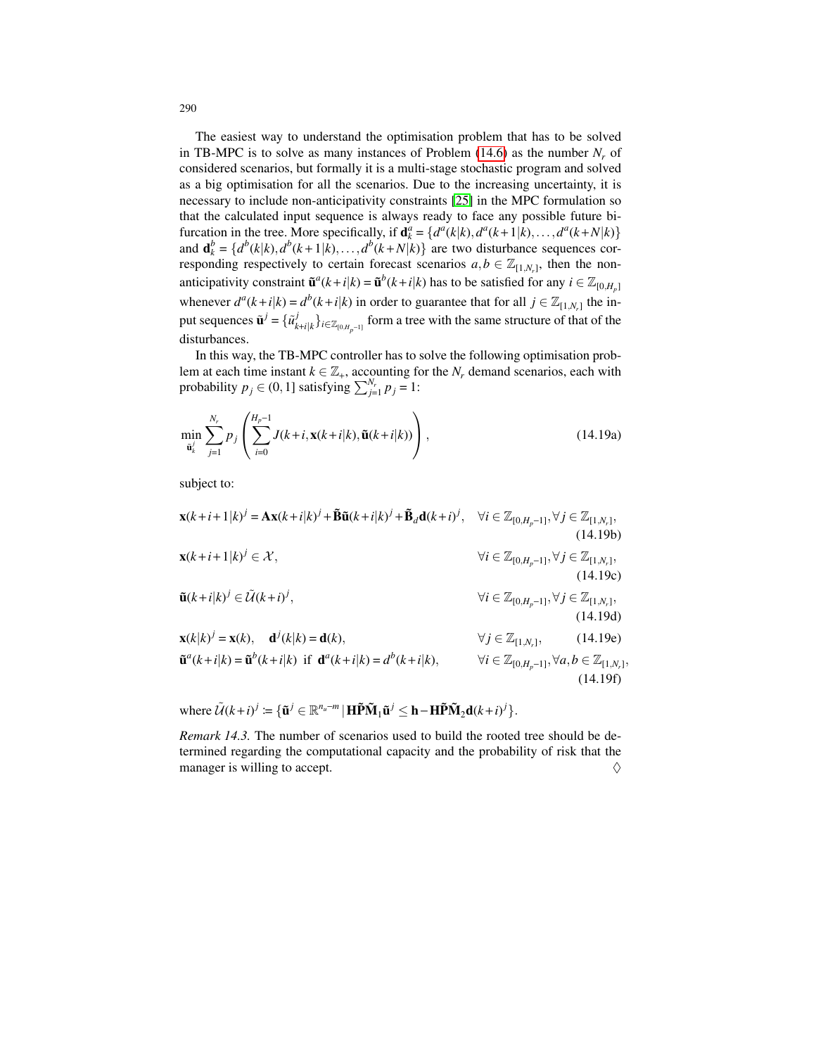The easiest way to understand the optimisation problem that has to be solved in TB-MPC is to solve as many instances of Problem (14.6) as the number $N_r$ of considered scenarios, but formally it is a multi-stage stochastic program and solved as a big optimisation for all the scenarios. Due to the increasing uncertainty, it is necessary to include non-anticipativity constraints [25] in the MPC formulation so that the calculated input sequence is always ready to face any possible future bifurcation in the tree. More specifically, if $\mathbf{d}_k^a = \{d^a(k|k), d^a(k+1|k), \ldots, d^a(k+N|k)\}$ and $\mathbf{d}_k^b = \{d^b(k|k), d^b(k+1|k), \ldots, d^b(k+N|k)\}$ are two disturbance sequences corresponding respectively to certain forecast scenarios $a, b \in \mathbb{Z}_{[1,N_r]}$, then the non-anticipativity constraint $\tilde{\mathbf{u}}^a(k+i|k) = \tilde{\mathbf{u}}^b(k+i|k)$ has to be satisfied for any $i \in \mathbb{Z}_{[0,H_p]}$ whenever $d^a(k+i|k) = d^b(k+i|k)$ in order to guarantee that for all $j \in \mathbb{Z}_{[1,N_r]}$ the input sequences $\tilde{\mathbf{u}}^j = \{\tilde{u}^j_{k+i|k}\}_{i \in \mathbb{Z}_{[0,H_p-1]}}$ form a tree with the same structure of that of the disturbances.

In this way, the TB-MPC controller has to solve the following optimisation problem at each time instant $k \in \mathbb{Z}_+$, accounting for the $N_r$ demand scenarios, each with probability $p_j \in (0,1]$ satisfying $\sum_{j=1}^{N_r} p_j = 1$:

$$\min_{\tilde{\mathbf{u}}_k^j} \sum_{j=1}^{N_r} p_j \left( \sum_{i=0}^{H_p-1} J(k+i, \mathbf{x}(k+i|k), \tilde{\mathbf{u}}(k+i|k)) \right), \tag{14.19a}$$

subject to:

$$\mathbf{x}(k+i+1|k)^j = \mathbf{A}\mathbf{x}(k+i|k)^j + \tilde{\mathbf{B}}\tilde{\mathbf{u}}(k+i|k)^j + \tilde{\mathbf{B}}_d\mathbf{d}(k+i)^j, \quad \forall i \in \mathbb{Z}_{[0,H_p-1]}, \forall j \in \mathbb{Z}_{[1,N_r]}, \tag{14.19b}$$

$$\mathbf{x}(k+i+1|k)^j \in \mathcal{X}, \quad \forall i \in \mathbb{Z}_{[0,H_p-1]}, \forall j \in \mathbb{Z}_{[1,N_r]}, \tag{14.19c}$$

$$\tilde{\mathbf{u}}(k+i|k)^j \in \tilde{\mathcal{U}}(k+i)^j, \quad \forall i \in \mathbb{Z}_{[0,H_p-1]}, \forall j \in \mathbb{Z}_{[1,N_r]}, \tag{14.19d}$$

$$\mathbf{x}(k|k)^j = \mathbf{x}(k), \quad \mathbf{d}^j(k|k) = \mathbf{d}(k), \quad \forall j \in \mathbb{Z}_{[1,N_r]}, \tag{14.19e}$$

$$\tilde{\mathbf{u}}^a(k+i|k) = \tilde{\mathbf{u}}^b(k+i|k) \ \text{ if } \ \mathbf{d}^a(k+i|k) = d^b(k+i|k), \quad \forall i \in \mathbb{Z}_{[0,H_p-1]}, \forall a, b \in \mathbb{Z}_{[1,N_r]}, \tag{14.19f}$$

where $\tilde{\mathcal{U}}(k+i)^j := \{\tilde{\mathbf{u}}^j \in \mathbb{R}^{n_u - m} \,|\, \mathbf{H}\tilde{\mathbf{P}}\tilde{\mathbf{M}}_1\tilde{\mathbf{u}}^j \leq \mathbf{h} - \mathbf{H}\tilde{\mathbf{P}}\tilde{\mathbf{M}}_2\mathbf{d}(k+i)^j\}$.

*Remark 14.3.* The number of scenarios used to build the rooted tree should be determined regarding the computational capacity and the probability of risk that the manager is willing to accept. ♢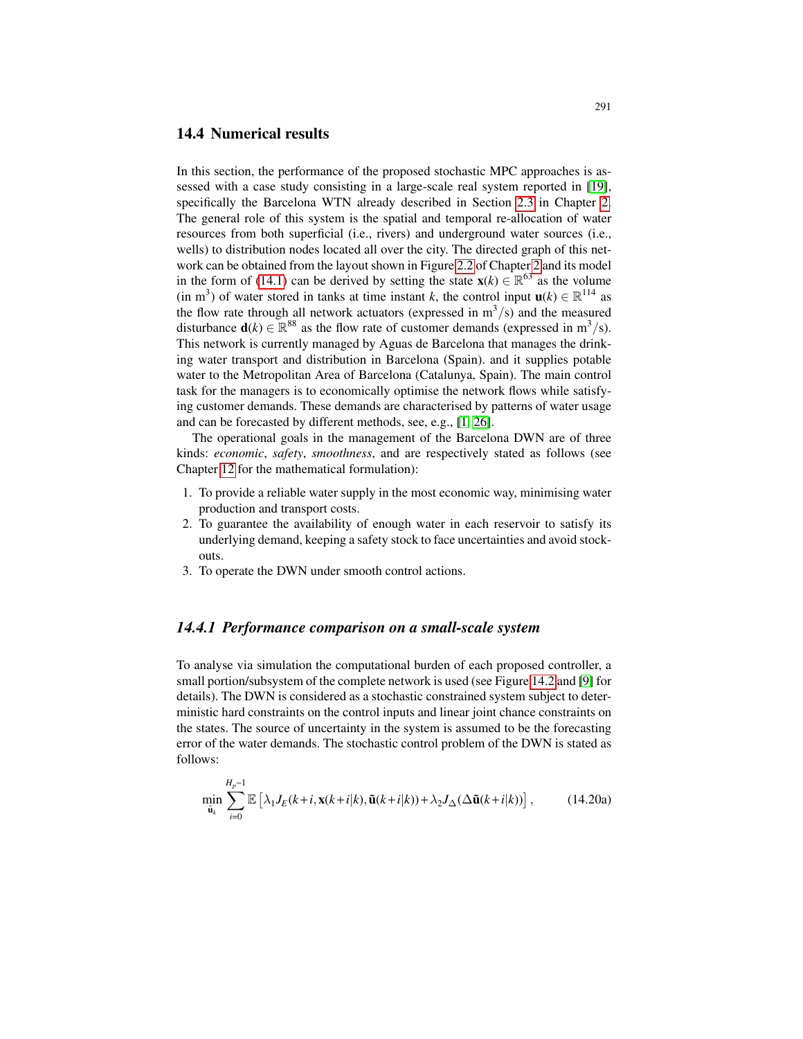## 14.4 Numerical results

In this section, the performance of the proposed stochastic MPC approaches is assessed with a case study consisting in a large-scale real system reported in [19], specifically the Barcelona WTN already described in Section 2.3 in Chapter 2. The general role of this system is the spatial and temporal re-allocation of water resources from both superficial (i.e., rivers) and underground water sources (i.e., wells) to distribution nodes located all over the city. The directed graph of this network can be obtained from the layout shown in Figure 2.2 of Chapter 2 and its model in the form of (14.1) can be derived by setting the state $\mathbf{x}(k) \in \mathbb{R}^{63}$ as the volume (in $m^3$) of water stored in tanks at time instant $k$, the control input $\mathbf{u}(k) \in \mathbb{R}^{114}$ as the flow rate through all network actuators (expressed in $m^3/s$) and the measured disturbance $\mathbf{d}(k) \in \mathbb{R}^{88}$ as the flow rate of customer demands (expressed in $m^3/s$). This network is currently managed by Aguas de Barcelona that manages the drinking water transport and distribution in Barcelona (Spain). and it supplies potable water to the Metropolitan Area of Barcelona (Catalunya, Spain). The main control task for the managers is to economically optimise the network flows while satisfying customer demands. These demands are characterised by patterns of water usage and can be forecasted by different methods, see, e.g., [1, 26].

The operational goals in the management of the Barcelona DWN are of three kinds: *economic*, *safety*, *smoothness*, and are respectively stated as follows (see Chapter 12 for the mathematical formulation):

1. To provide a reliable water supply in the most economic way, minimising water production and transport costs.
2. To guarantee the availability of enough water in each reservoir to satisfy its underlying demand, keeping a safety stock to face uncertainties and avoid stock-outs.
3. To operate the DWN under smooth control actions.

### 14.4.1 Performance comparison on a small-scale system

To analyse via simulation the computational burden of each proposed controller, a small portion/subsystem of the complete network is used (see Figure 14.2 and [9] for details). The DWN is considered as a stochastic constrained system subject to deterministic hard constraints on the control inputs and linear joint chance constraints on the states. The source of uncertainty in the system is assumed to be the forecasting error of the water demands. The stochastic control problem of the DWN is stated as follows:

$$\min_{\tilde{\mathbf{u}}_k} \sum_{i=0}^{H_p-1} \mathbb{E}\left[\lambda_1 J_E(k+i, \mathbf{x}(k+i|k), \tilde{\mathbf{u}}(k+i|k)) + \lambda_2 J_\Delta(\Delta\tilde{\mathbf{u}}(k+i|k))\right], \tag{14.20a}$$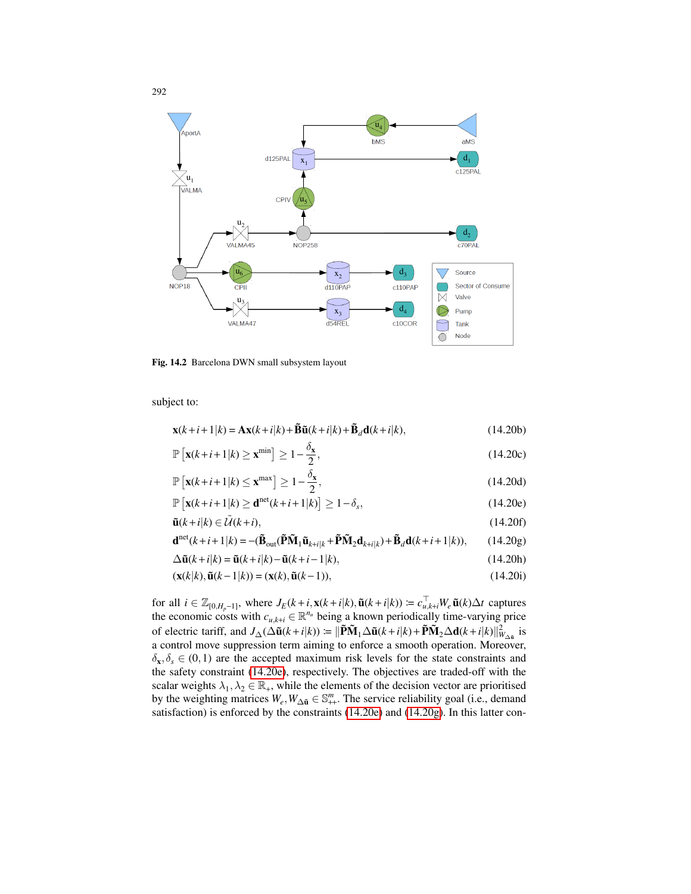Fig. 14.2 Barcelona DWN small subsystem layout

subject to:

$$\mathbf{x}(k+i+1|k) = \mathbf{A}\mathbf{x}(k+i|k) + \tilde{\mathbf{B}}\tilde{\mathbf{u}}(k+i|k) + \tilde{\mathbf{B}}_d\mathbf{d}(k+i|k), \tag{14.20b}$$

$$\mathbb{P}\left[\mathbf{x}(k+i+1|k) \geq \mathbf{x}^{\min}\right] \geq 1 - \frac{\delta_{\mathbf{x}}}{2}, \tag{14.20c}$$

$$\mathbb{P}\left[\mathbf{x}(k+i+1|k) \leq \mathbf{x}^{\max}\right] \geq 1 - \frac{\delta_{\mathbf{x}}}{2}, \tag{14.20d}$$

$$\mathbb{P}\left[\mathbf{x}(k+i+1|k) \geq \mathbf{d}^{\text{net}}(k+i+1|k)\right] \geq 1 - \delta_s, \tag{14.20e}$$

$$\tilde{\mathbf{u}}(k+i|k) \in \tilde{\mathcal{U}}(k+i), \tag{14.20f}$$

$$\mathbf{d}^{\text{net}}(k+i+1|k) = -(\tilde{\mathbf{B}}_{\text{out}}(\tilde{\mathbf{P}}\tilde{\mathbf{M}}_1\tilde{\mathbf{u}}_{k+i|k} + \tilde{\mathbf{P}}\tilde{\mathbf{M}}_2\mathbf{d}_{k+i|k}) + \tilde{\mathbf{B}}_d\mathbf{d}(k+i+1|k)), \tag{14.20g}$$

$$\Delta\tilde{\mathbf{u}}(k+i|k) = \tilde{\mathbf{u}}(k+i|k) - \tilde{\mathbf{u}}(k+i-1|k), \tag{14.20h}$$

$$(\mathbf{x}(k|k), \tilde{\mathbf{u}}(k-1|k)) = (\mathbf{x}(k), \tilde{\mathbf{u}}(k-1)), \tag{14.20i}$$

for all $i \in \mathbb{Z}_{[0,H_p-1]}$, where $J_E(k+i, \mathbf{x}(k+i|k), \tilde{\mathbf{u}}(k+i|k)) := c_{u,k+i}^\top W_e \tilde{\mathbf{u}}(k)\Delta t$ captures the economic costs with $c_{u,k+i} \in \mathbb{R}^{n_u}$ being a known periodically time-varying price of electric tariff, and $J_\Delta(\Delta\tilde{\mathbf{u}}(k+i|k)) := \|\tilde{\mathbf{P}}\tilde{\mathbf{M}}_1\Delta\tilde{\mathbf{u}}(k+i|k) + \tilde{\mathbf{P}}\tilde{\mathbf{M}}_2\Delta\mathbf{d}(k+i|k)\|^2_{W_{\Delta\tilde{\mathbf{u}}}}$ is a control move suppression term aiming to enforce a smooth operation. Moreover, $\delta_{\mathbf{x}}, \delta_s \in (0,1)$ are the accepted maximum risk levels for the state constraints and the safety constraint (14.20e), respectively. The objectives are traded-off with the scalar weights $\lambda_1, \lambda_2 \in \mathbb{R}_+$, while the elements of the decision vector are prioritised by the weighting matrices $W_e, W_{\Delta\tilde{\mathbf{u}}} \in \mathbb{S}^m_{++}$. The service reliability goal (i.e., demand satisfaction) is enforced by the constraints (14.20e) and (14.20g). In this latter con-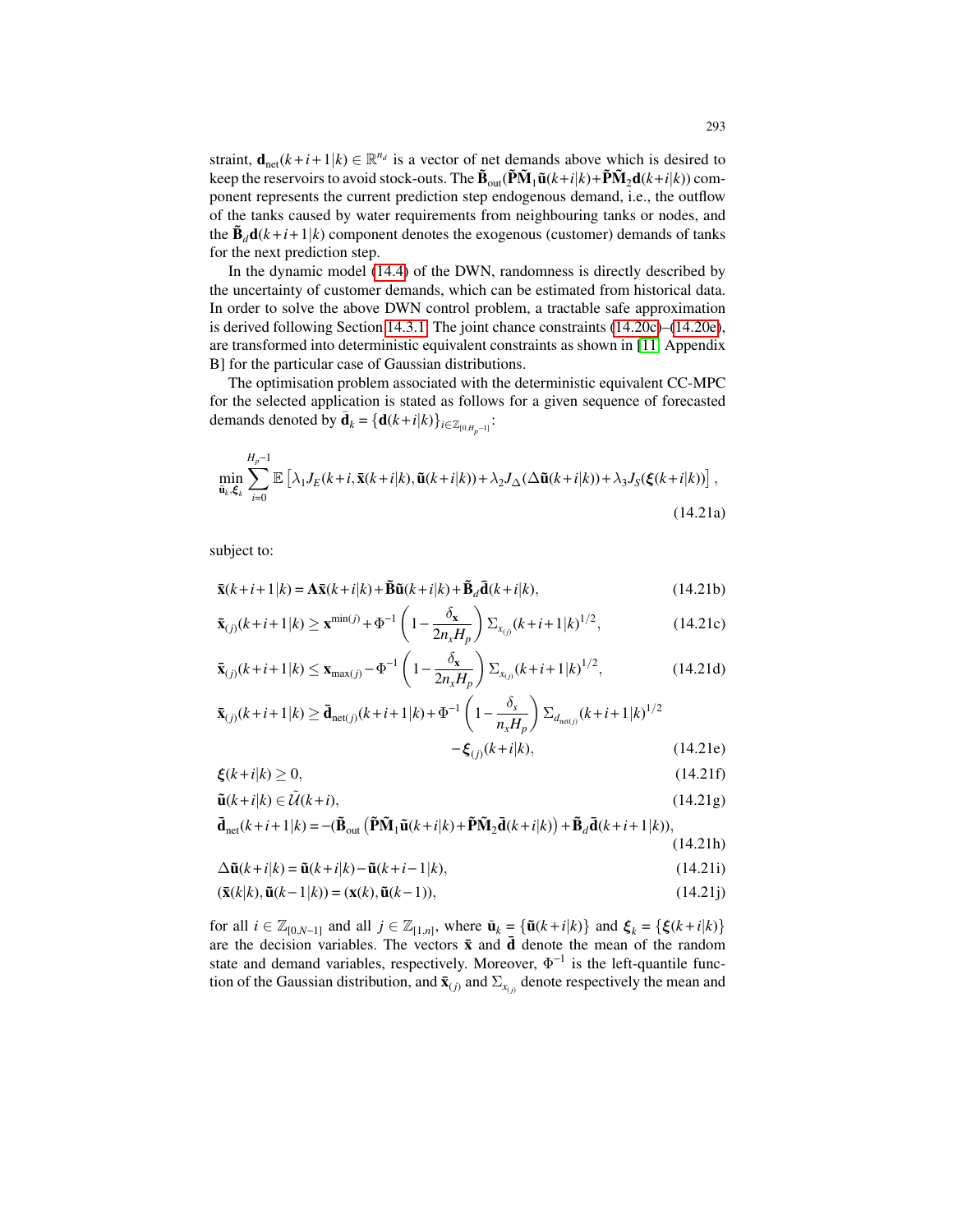straint, $\mathbf{d}_{\text{net}}(k+i+1|k) \in \mathbb{R}^{n_d}$ is a vector of net demands above which is desired to keep the reservoirs to avoid stock-outs. The $\tilde{\mathbf{B}}_{\text{out}}(\tilde{\mathbf{P}}\tilde{\mathbf{M}}_1\tilde{\mathbf{u}}(k+i|k)+\tilde{\mathbf{P}}\tilde{\mathbf{M}}_2\mathbf{d}(k+i|k))$ component represents the current prediction step endogenous demand, i.e., the outflow of the tanks caused by water requirements from neighbouring tanks or nodes, and the $\tilde{\mathbf{B}}_d\mathbf{d}(k+i+1|k)$ component denotes the exogenous (customer) demands of tanks for the next prediction step.

In the dynamic model (14.4) of the DWN, randomness is directly described by the uncertainty of customer demands, which can be estimated from historical data. In order to solve the above DWN control problem, a tractable safe approximation is derived following Section 14.3.1. The joint chance constraints (14.20c)–(14.20e), are transformed into deterministic equivalent constraints as shown in [11, Appendix B] for the particular case of Gaussian distributions.

The optimisation problem associated with the deterministic equivalent CC-MPC for the selected application is stated as follows for a given sequence of forecasted demands denoted by $\bar{\mathbf{d}}_k = \{\mathbf{d}(k+i|k)\}_{i\in\mathbb{Z}_{[0,H_p-1]}}$:

$$\min_{\tilde{\mathbf{u}}_k,\boldsymbol{\xi}_k} \sum_{i=0}^{H_p-1} \mathbb{E}\left[\lambda_1 J_E(k+i,\bar{\mathbf{x}}(k+i|k),\tilde{\mathbf{u}}(k+i|k)) + \lambda_2 J_\Delta(\Delta\tilde{\mathbf{u}}(k+i|k)) + \lambda_3 J_S(\boldsymbol{\xi}(k+i|k))\right], \tag{14.21a}$$

subject to:

$$\bar{\mathbf{x}}(k+i+1|k) = \mathbf{A}\bar{\mathbf{x}}(k+i|k) + \tilde{\mathbf{B}}\tilde{\mathbf{u}}(k+i|k) + \tilde{\mathbf{B}}_d\bar{\mathbf{d}}(k+i|k), \tag{14.21b}$$

$$\bar{\mathbf{x}}_{(j)}(k+i+1|k) \geq \mathbf{x}^{\min(j)} + \Phi^{-1}\left(1 - \frac{\delta_{\mathbf{x}}}{2n_x H_p}\right)\Sigma_{x_{(j)}}(k+i+1|k)^{1/2}, \tag{14.21c}$$

$$\bar{\mathbf{x}}_{(j)}(k+i+1|k) \leq \mathbf{x}_{\max(j)} - \Phi^{-1}\left(1 - \frac{\delta_{\mathbf{x}}}{2n_x H_p}\right)\Sigma_{x_{(j)}}(k+i+1|k)^{1/2}, \tag{14.21d}$$

$$\bar{\mathbf{x}}_{(j)}(k+i+1|k) \geq \bar{\mathbf{d}}_{\text{net}(j)}(k+i+1|k) + \Phi^{-1}\left(1 - \frac{\delta_s}{n_x H_p}\right)\Sigma_{d_{\text{net}(j)}}(k+i+1|k)^{1/2} - \boldsymbol{\xi}_{(j)}(k+i|k), \tag{14.21e}$$

$$\boldsymbol{\xi}(k+i|k) \geq 0, \tag{14.21f}$$

$$\tilde{\mathbf{u}}(k+i|k) \in \tilde{\mathcal{U}}(k+i), \tag{14.21g}$$

$$\bar{\mathbf{d}}_{\text{net}}(k+i+1|k) = -(\tilde{\mathbf{B}}_{\text{out}}\left(\tilde{\mathbf{P}}\tilde{\mathbf{M}}_1\tilde{\mathbf{u}}(k+i|k) + \tilde{\mathbf{P}}\tilde{\mathbf{M}}_2\bar{\mathbf{d}}(k+i|k)\right) + \tilde{\mathbf{B}}_d\bar{\mathbf{d}}(k+i+1|k)), \tag{14.21h}$$

$$\Delta\tilde{\mathbf{u}}(k+i|k) = \tilde{\mathbf{u}}(k+i|k) - \tilde{\mathbf{u}}(k+i-1|k), \tag{14.21i}$$

$$(\bar{\mathbf{x}}(k|k),\tilde{\mathbf{u}}(k-1|k)) = (\mathbf{x}(k),\tilde{\mathbf{u}}(k-1)), \tag{14.21j}$$

for all $i \in \mathbb{Z}_{[0,N-1]}$ and all $j \in \mathbb{Z}_{[1,n]}$, where $\tilde{\mathbf{u}}_k = \{\tilde{\mathbf{u}}(k+i|k)\}$ and $\boldsymbol{\xi}_k = \{\boldsymbol{\xi}(k+i|k)\}$ are the decision variables. The vectors $\bar{\mathbf{x}}$ and $\bar{\mathbf{d}}$ denote the mean of the random state and demand variables, respectively. Moreover, $\Phi^{-1}$ is the left-quantile function of the Gaussian distribution, and $\bar{\mathbf{x}}_{(j)}$ and $\Sigma_{x_{(j)}}$ denote respectively the mean and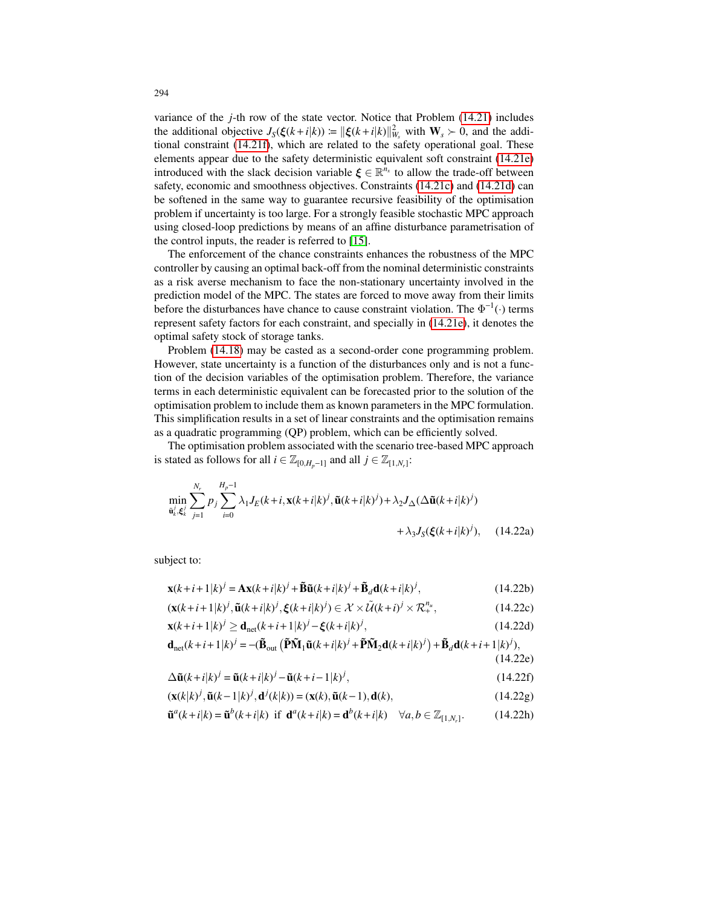variance of the $j$-th row of the state vector. Notice that Problem (14.21) includes the additional objective $J_S(\boldsymbol{\xi}(k+i|k)) := \|\boldsymbol{\xi}(k+i|k)\|^2_{W_s}$ with $\mathbf{W}_s \succ 0$, and the additional constraint (14.21f), which are related to the safety operational goal. These elements appear due to the safety deterministic equivalent soft constraint (14.21e) introduced with the slack decision variable $\boldsymbol{\xi} \in \mathbb{R}^{n_x}$ to allow the trade-off between safety, economic and smoothness objectives. Constraints (14.21c) and (14.21d) can be softened in the same way to guarantee recursive feasibility of the optimisation problem if uncertainty is too large. For a strongly feasible stochastic MPC approach using closed-loop predictions by means of an affine disturbance parametrisation of the control inputs, the reader is referred to [15].

The enforcement of the chance constraints enhances the robustness of the MPC controller by causing an optimal back-off from the nominal deterministic constraints as a risk averse mechanism to face the non-stationary uncertainty involved in the prediction model of the MPC. The states are forced to move away from their limits before the disturbances have chance to cause constraint violation. The $\Phi^{-1}(\cdot)$ terms represent safety factors for each constraint, and specially in (14.21e), it denotes the optimal safety stock of storage tanks.

Problem (14.18) may be casted as a second-order cone programming problem. However, state uncertainty is a function of the disturbances only and is not a function of the decision variables of the optimisation problem. Therefore, the variance terms in each deterministic equivalent can be forecasted prior to the solution of the optimisation problem to include them as known parameters in the MPC formulation. This simplification results in a set of linear constraints and the optimisation remains as a quadratic programming (QP) problem, which can be efficiently solved.

The optimisation problem associated with the scenario tree-based MPC approach is stated as follows for all $i \in \mathbb{Z}_{[0,H_p-1]}$ and all $j \in \mathbb{Z}_{[1,N_r]}$:

$$\min_{\tilde{\mathbf{u}}_k^j, \boldsymbol{\xi}_k^j} \sum_{j=1}^{N_r} p_j \sum_{i=0}^{H_p-1} \lambda_1 J_E(k+i, \mathbf{x}(k+i|k)^j, \tilde{\mathbf{u}}(k+i|k)^j) + \lambda_2 J_\Delta(\Delta\tilde{\mathbf{u}}(k+i|k)^j) + \lambda_3 J_S(\boldsymbol{\xi}(k+i|k)^j), \quad (14.22a)$$

subject to:

$$\mathbf{x}(k+i+1|k)^j = \mathbf{A}\mathbf{x}(k+i|k)^j + \tilde{\mathbf{B}}\tilde{\mathbf{u}}(k+i|k)^j + \tilde{\mathbf{B}}_d\mathbf{d}(k+i|k)^j, \quad (14.22b)$$

$$(\mathbf{x}(k+i+1|k)^j, \tilde{\mathbf{u}}(k+i|k)^j, \boldsymbol{\xi}(k+i|k)^j) \in \mathcal{X} \times \tilde{\mathcal{U}}(k+i)^j \times \mathcal{R}_+^{n_u}, \quad (14.22c)$$

$$\mathbf{x}(k+i+1|k)^j \geq \mathbf{d}_{\text{net}}(k+i+1|k)^j - \boldsymbol{\xi}(k+i|k)^j, \quad (14.22d)$$

$$\mathbf{d}_{\text{net}}(k+i+1|k)^j = -(\tilde{\mathbf{B}}_{\text{out}}\left(\tilde{\mathbf{P}}\tilde{\mathbf{M}}_1\tilde{\mathbf{u}}(k+i|k)^j + \tilde{\mathbf{P}}\tilde{\mathbf{M}}_2\mathbf{d}(k+i|k)^j\right) + \tilde{\mathbf{B}}_d\mathbf{d}(k+i+1|k)^j), \quad (14.22e)$$

$$\Delta\tilde{\mathbf{u}}(k+i|k)^j = \tilde{\mathbf{u}}(k+i|k)^j - \tilde{\mathbf{u}}(k+i-1|k)^j, \quad (14.22f)$$

$$(\mathbf{x}(k|k)^j, \tilde{\mathbf{u}}(k-1|k)^j, \mathbf{d}^j(k|k)) = (\mathbf{x}(k), \tilde{\mathbf{u}}(k-1), \mathbf{d}(k), \quad (14.22g)$$

$$\tilde{\mathbf{u}}^a(k+i|k) = \tilde{\mathbf{u}}^b(k+i|k) \text{ if } \mathbf{d}^a(k+i|k) = \mathbf{d}^b(k+i|k) \quad \forall a, b \in \mathbb{Z}_{[1,N_r]}. \quad (14.22h)$$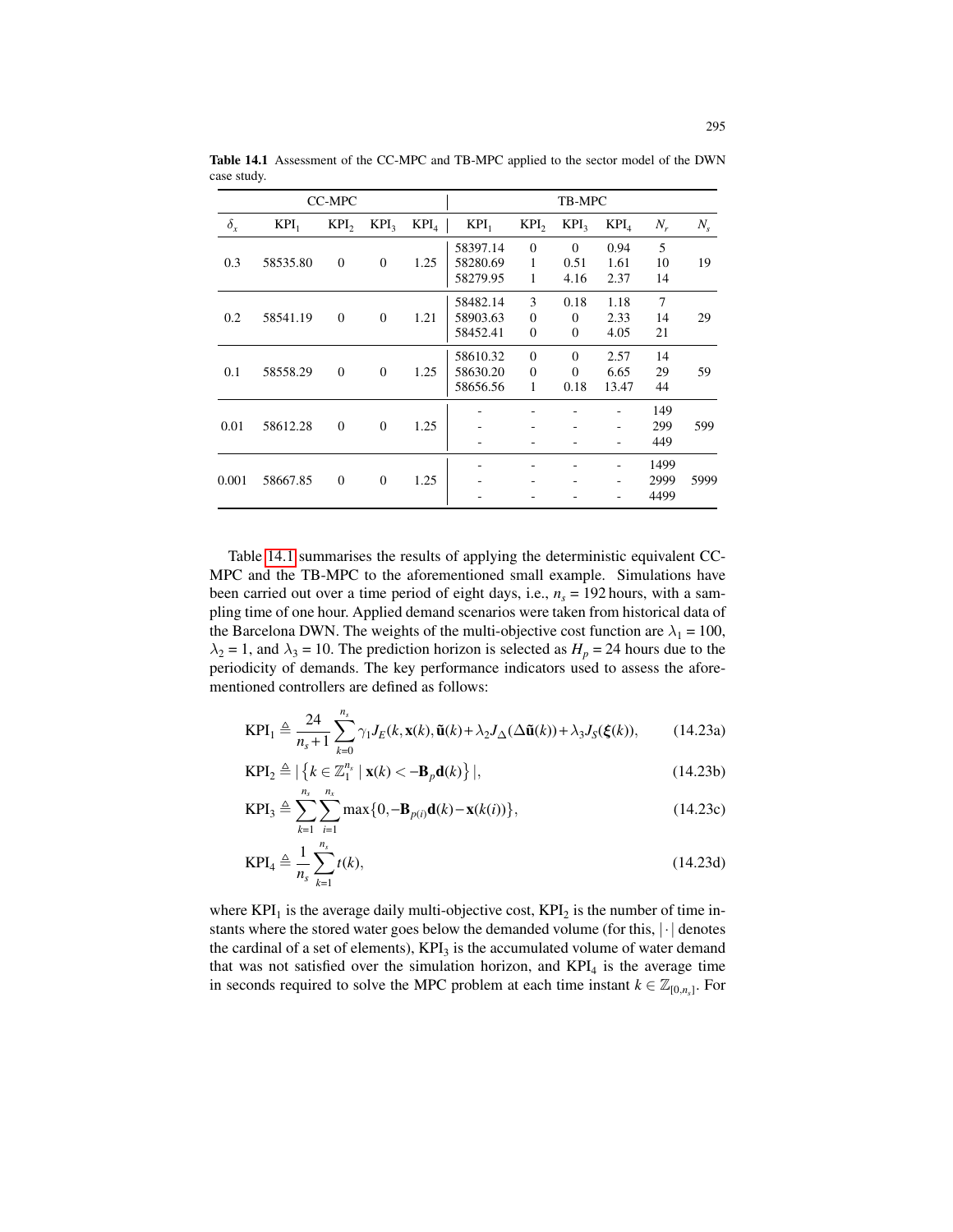**Table 14.1** Assessment of the CC-MPC and TB-MPC applied to the sector model of the DWN case study.

| CC-MPC | | | | | TB-MPC | | | | | |
|---|---|---|---|---|---|---|---|---|---|---|
| $\delta_x$ | $KPI_1$ | $KPI_2$ | $KPI_3$ | $KPI_4$ | $KPI_1$ | $KPI_2$ | $KPI_3$ | $KPI_4$ | $N_r$ | $N_s$ |
| 0.3 | 58535.80 | 0 | 0 | 1.25 | 58397.14<br>58280.69<br>58279.95 | 0<br>1<br>1 | 0<br>0.51<br>4.16 | 0.94<br>1.61<br>2.37 | 5<br>10<br>14 | 19 |
| 0.2 | 58541.19 | 0 | 0 | 1.21 | 58482.14<br>58903.63<br>58452.41 | 3<br>0<br>0 | 0.18<br>0<br>0 | 1.18<br>2.33<br>4.05 | 7<br>14<br>21 | 29 |
| 0.1 | 58558.29 | 0 | 0 | 1.25 | 58610.32<br>58630.20<br>58656.56 | 0<br>0<br>1 | 0<br>0<br>0.18 | 2.57<br>6.65<br>13.47 | 14<br>29<br>44 | 59 |
| 0.01 | 58612.28 | 0 | 0 | 1.25 | -<br>-<br>- | -<br>-<br>- | -<br>-<br>- | -<br>-<br>- | 149<br>299<br>449 | 599 |
| 0.001 | 58667.85 | 0 | 0 | 1.25 | -<br>-<br>- | -<br>-<br>- | -<br>-<br>- | -<br>-<br>- | 1499<br>2999<br>4499 | 5999 |

Table 14.1 summarises the results of applying the deterministic equivalent CC-MPC and the TB-MPC to the aforementioned small example. Simulations have been carried out over a time period of eight days, i.e., $n_s = 192$ hours, with a sampling time of one hour. Applied demand scenarios were taken from historical data of the Barcelona DWN. The weights of the multi-objective cost function are $\lambda_1 = 100$, $\lambda_2 = 1$, and $\lambda_3 = 10$. The prediction horizon is selected as $H_p = 24$ hours due to the periodicity of demands. The key performance indicators used to assess the aforementioned controllers are defined as follows:

$$\text{KPI}_1 \triangleq \frac{24}{n_s+1}\sum_{k=0}^{n_s} \gamma_1 J_E(k, \mathbf{x}(k), \tilde{\mathbf{u}}(k) + \lambda_2 J_\Delta(\Delta\tilde{\mathbf{u}}(k)) + \lambda_3 J_S(\boldsymbol{\xi}(k)), \tag{14.23a}$$

$$\text{KPI}_2 \triangleq |\left\{k \in \mathbb{Z}_1^{n_s} \mid \mathbf{x}(k) < -\mathbf{B}_p \mathbf{d}(k)\right\}|, \tag{14.23b}$$

$$\text{KPI}_3 \triangleq \sum_{k=1}^{n_s}\sum_{i=1}^{n_x} \max\{0, -\mathbf{B}_{p(i)}\mathbf{d}(k) - \mathbf{x}(k(i))\}, \tag{14.23c}$$

$$\text{KPI}_4 \triangleq \frac{1}{n_s}\sum_{k=1}^{n_s} t(k), \tag{14.23d}$$

where $\text{KPI}_1$ is the average daily multi-objective cost, $\text{KPI}_2$ is the number of time instants where the stored water goes below the demanded volume (for this, $|\cdot|$ denotes the cardinal of a set of elements), $\text{KPI}_3$ is the accumulated volume of water demand that was not satisfied over the simulation horizon, and $\text{KPI}_4$ is the average time in seconds required to solve the MPC problem at each time instant $k \in \mathbb{Z}_{[0,n_s]}$. For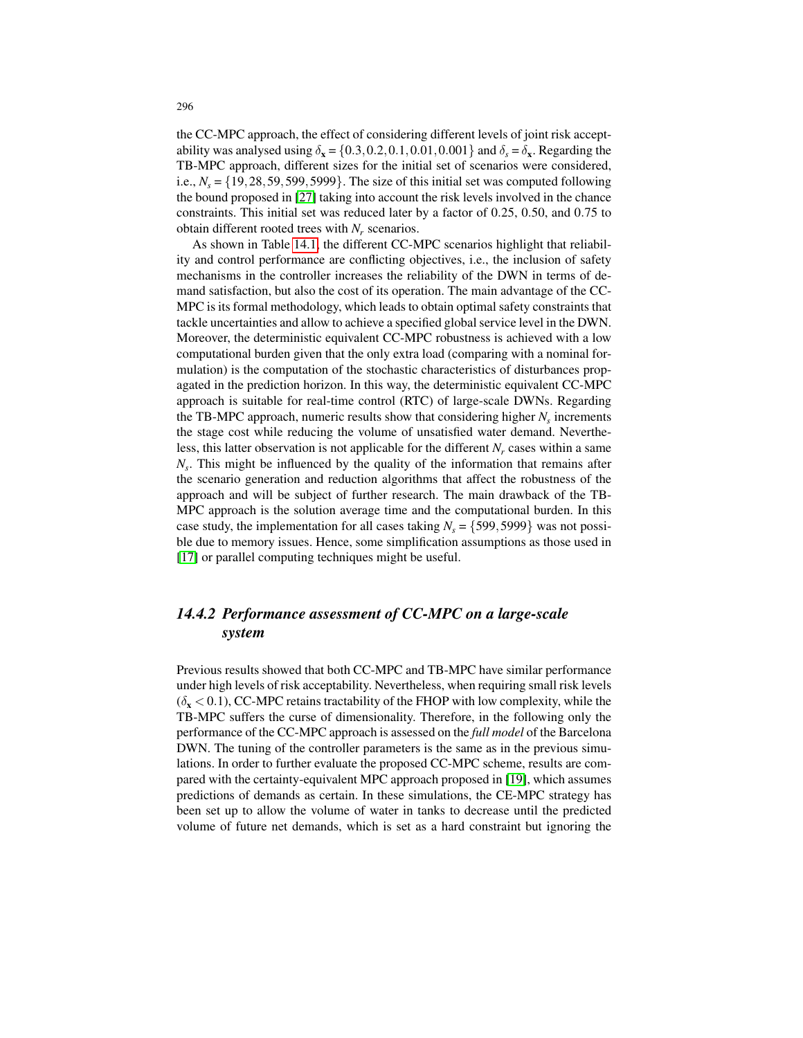the CC-MPC approach, the effect of considering different levels of joint risk acceptability was analysed using $\delta_{\mathbf{x}} = \{0.3, 0.2, 0.1, 0.01, 0.001\}$ and $\delta_s = \delta_{\mathbf{x}}$. Regarding the TB-MPC approach, different sizes for the initial set of scenarios were considered, i.e., $N_s = \{19, 28, 59, 599, 5999\}$. The size of this initial set was computed following the bound proposed in [27] taking into account the risk levels involved in the chance constraints. This initial set was reduced later by a factor of 0.25, 0.50, and 0.75 to obtain different rooted trees with $N_r$ scenarios.

As shown in Table 14.1, the different CC-MPC scenarios highlight that reliability and control performance are conflicting objectives, i.e., the inclusion of safety mechanisms in the controller increases the reliability of the DWN in terms of demand satisfaction, but also the cost of its operation. The main advantage of the CC-MPC is its formal methodology, which leads to obtain optimal safety constraints that tackle uncertainties and allow to achieve a specified global service level in the DWN. Moreover, the deterministic equivalent CC-MPC robustness is achieved with a low computational burden given that the only extra load (comparing with a nominal formulation) is the computation of the stochastic characteristics of disturbances propagated in the prediction horizon. In this way, the deterministic equivalent CC-MPC approach is suitable for real-time control (RTC) of large-scale DWNs. Regarding the TB-MPC approach, numeric results show that considering higher $N_s$ increments the stage cost while reducing the volume of unsatisfied water demand. Nevertheless, this latter observation is not applicable for the different $N_r$ cases within a same $N_s$. This might be influenced by the quality of the information that remains after the scenario generation and reduction algorithms that affect the robustness of the approach and will be subject of further research. The main drawback of the TB-MPC approach is the solution average time and the computational burden. In this case study, the implementation for all cases taking $N_s = \{599, 5999\}$ was not possible due to memory issues. Hence, some simplification assumptions as those used in [17] or parallel computing techniques might be useful.

### 14.4.2 Performance assessment of CC-MPC on a large-scale system

Previous results showed that both CC-MPC and TB-MPC have similar performance under high levels of risk acceptability. Nevertheless, when requiring small risk levels ($\delta_{\mathbf{x}} < 0.1$), CC-MPC retains tractability of the FHOP with low complexity, while the TB-MPC suffers the curse of dimensionality. Therefore, in the following only the performance of the CC-MPC approach is assessed on the *full model* of the Barcelona DWN. The tuning of the controller parameters is the same as in the previous simulations. In order to further evaluate the proposed CC-MPC scheme, results are compared with the certainty-equivalent MPC approach proposed in [19], which assumes predictions of demands as certain. In these simulations, the CE-MPC strategy has been set up to allow the volume of water in tanks to decrease until the predicted volume of future net demands, which is set as a hard constraint but ignoring the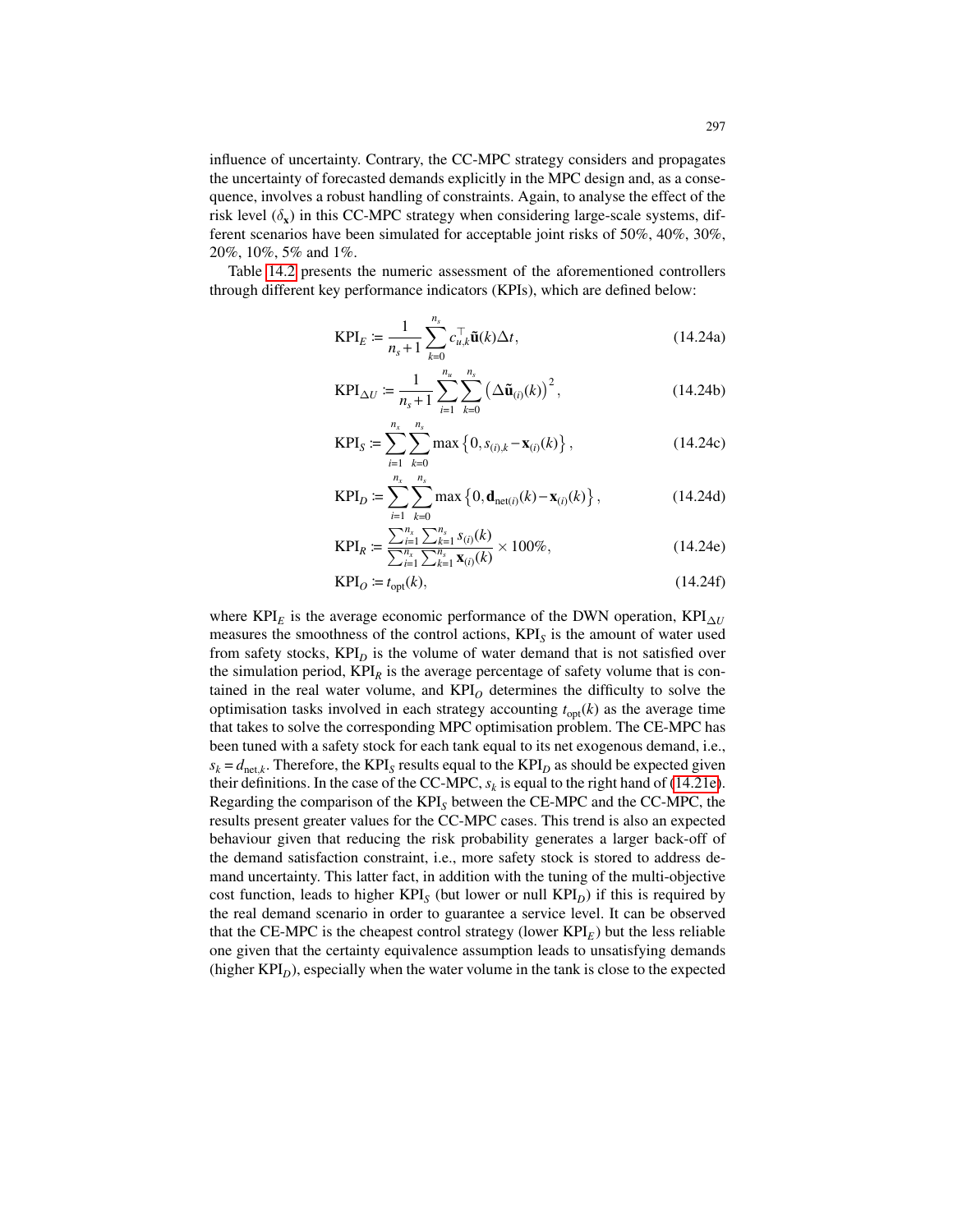influence of uncertainty. Contrary, the CC-MPC strategy considers and propagates the uncertainty of forecasted demands explicitly in the MPC design and, as a consequence, involves a robust handling of constraints. Again, to analyse the effect of the risk level ($\delta_{\mathbf{x}}$) in this CC-MPC strategy when considering large-scale systems, different scenarios have been simulated for acceptable joint risks of 50%, 40%, 30%, 20%, 10%, 5% and 1%.

Table 14.2 presents the numeric assessment of the aforementioned controllers through different key performance indicators (KPIs), which are defined below:

$$\mathrm{KPI}_E := \frac{1}{n_s+1} \sum_{k=0}^{n_s} c_{u,k}^{\top} \tilde{\mathbf{u}}(k) \Delta t, \tag{14.24a}$$

$$\mathrm{KPI}_{\Delta U} := \frac{1}{n_s+1} \sum_{i=1}^{n_u} \sum_{k=0}^{n_s} \left( \Delta \tilde{\mathbf{u}}_{(i)}(k) \right)^2, \tag{14.24b}$$

$$\mathrm{KPI}_S := \sum_{i=1}^{n_x} \sum_{k=0}^{n_s} \max \left\{ 0, s_{(i),k} - \mathbf{x}_{(i)}(k) \right\}, \tag{14.24c}$$

$$\mathrm{KPI}_D := \sum_{i=1}^{n_x} \sum_{k=0}^{n_s} \max \left\{ 0, \mathbf{d}_{\mathrm{net}(i)}(k) - \mathbf{x}_{(i)}(k) \right\}, \tag{14.24d}$$

$$\mathrm{KPI}_R := \frac{\sum_{i=1}^{n_x} \sum_{k=1}^{n_s} s_{(i)}(k)}{\sum_{i=1}^{n_x} \sum_{k=1}^{n_s} \mathbf{x}_{(i)}(k)} \times 100\%, \tag{14.24e}$$

$$\mathrm{KPI}_O := t_{\mathrm{opt}}(k), \tag{14.24f}$$

where $\mathrm{KPI}_E$ is the average economic performance of the DWN operation, $\mathrm{KPI}_{\Delta U}$ measures the smoothness of the control actions, $\mathrm{KPI}_S$ is the amount of water used from safety stocks, $\mathrm{KPI}_D$ is the volume of water demand that is not satisfied over the simulation period, $\mathrm{KPI}_R$ is the average percentage of safety volume that is contained in the real water volume, and $\mathrm{KPI}_O$ determines the difficulty to solve the optimisation tasks involved in each strategy accounting $t_{\mathrm{opt}}(k)$ as the average time that takes to solve the corresponding MPC optimisation problem. The CE-MPC has been tuned with a safety stock for each tank equal to its net exogenous demand, i.e., $s_k = d_{\mathrm{net},k}$. Therefore, the $\mathrm{KPI}_S$ results equal to the $\mathrm{KPI}_D$ as should be expected given their definitions. In the case of the CC-MPC, $s_k$ is equal to the right hand of (14.21e). Regarding the comparison of the $\mathrm{KPI}_S$ between the CE-MPC and the CC-MPC, the results present greater values for the CC-MPC cases. This trend is also an expected behaviour given that reducing the risk probability generates a larger back-off of the demand satisfaction constraint, i.e., more safety stock is stored to address demand uncertainty. This latter fact, in addition with the tuning of the multi-objective cost function, leads to higher $\mathrm{KPI}_S$ (but lower or null $\mathrm{KPI}_D$) if this is required by the real demand scenario in order to guarantee a service level. It can be observed that the CE-MPC is the cheapest control strategy (lower $\mathrm{KPI}_E$) but the less reliable one given that the certainty equivalence assumption leads to unsatisfying demands (higher $\mathrm{KPI}_D$), especially when the water volume in the tank is close to the expected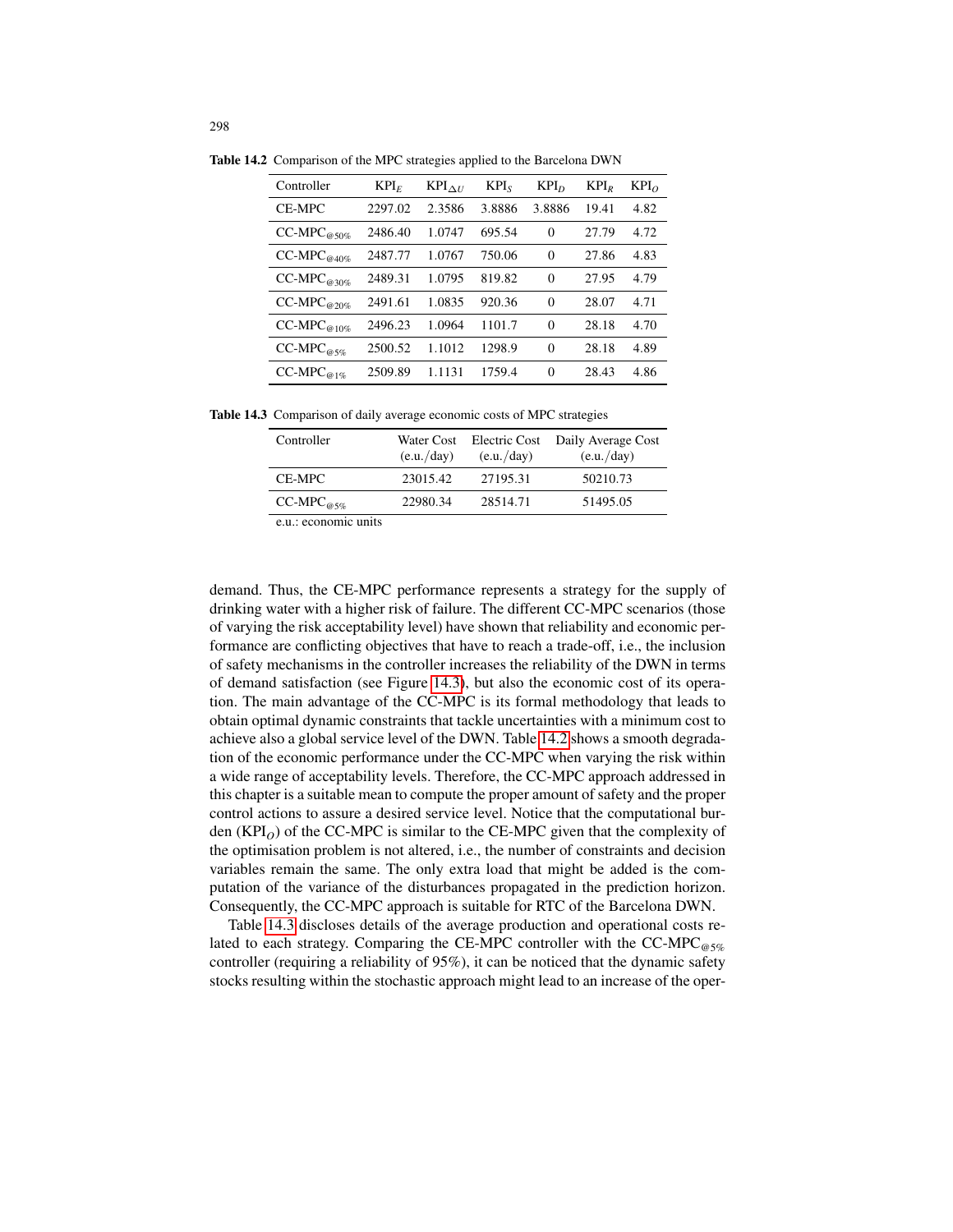**Table 14.2** Comparison of the MPC strategies applied to the Barcelona DWN

| Controller | $\text{KPI}_E$ | $\text{KPI}_{\Delta U}$ | $\text{KPI}_S$ | $\text{KPI}_D$ | $\text{KPI}_R$ | $\text{KPI}_O$ |
|---|---|---|---|---|---|---|
| CE-MPC | 2297.02 | 2.3586 | 3.8886 | 3.8886 | 19.41 | 4.82 |
| $\text{CC-MPC}_{@50\%}$ | 2486.40 | 1.0747 | 695.54 | 0 | 27.79 | 4.72 |
| $\text{CC-MPC}_{@40\%}$ | 2487.77 | 1.0767 | 750.06 | 0 | 27.86 | 4.83 |
| $\text{CC-MPC}_{@30\%}$ | 2489.31 | 1.0795 | 819.82 | 0 | 27.95 | 4.79 |
| $\text{CC-MPC}_{@20\%}$ | 2491.61 | 1.0835 | 920.36 | 0 | 28.07 | 4.71 |
| $\text{CC-MPC}_{@10\%}$ | 2496.23 | 1.0964 | 1101.7 | 0 | 28.18 | 4.70 |
| $\text{CC-MPC}_{@5\%}$ | 2500.52 | 1.1012 | 1298.9 | 0 | 28.18 | 4.89 |
| $\text{CC-MPC}_{@1\%}$ | 2509.89 | 1.1131 | 1759.4 | 0 | 28.43 | 4.86 |

**Table 14.3** Comparison of daily average economic costs of MPC strategies

| Controller | Water Cost (e.u./day) | Electric Cost (e.u./day) | Daily Average Cost (e.u./day) |
|---|---|---|---|
| CE-MPC | 23015.42 | 27195.31 | 50210.73 |
| $\text{CC-MPC}_{@5\%}$ | 22980.34 | 28514.71 | 51495.05 |

e.u.: economic units

demand. Thus, the CE-MPC performance represents a strategy for the supply of drinking water with a higher risk of failure. The different CC-MPC scenarios (those of varying the risk acceptability level) have shown that reliability and economic performance are conflicting objectives that have to reach a trade-off, i.e., the inclusion of safety mechanisms in the controller increases the reliability of the DWN in terms of demand satisfaction (see Figure 14.3), but also the economic cost of its operation. The main advantage of the CC-MPC is its formal methodology that leads to obtain optimal dynamic constraints that tackle uncertainties with a minimum cost to achieve also a global service level of the DWN. Table 14.2 shows a smooth degradation of the economic performance under the CC-MPC when varying the risk within a wide range of acceptability levels. Therefore, the CC-MPC approach addressed in this chapter is a suitable mean to compute the proper amount of safety and the proper control actions to assure a desired service level. Notice that the computational burden ($\text{KPI}_O$) of the CC-MPC is similar to the CE-MPC given that the complexity of the optimisation problem is not altered, i.e., the number of constraints and decision variables remain the same. The only extra load that might be added is the computation of the variance of the disturbances propagated in the prediction horizon. Consequently, the CC-MPC approach is suitable for RTC of the Barcelona DWN.

Table 14.3 discloses details of the average production and operational costs related to each strategy. Comparing the CE-MPC controller with the $\text{CC-MPC}_{@5\%}$ controller (requiring a reliability of 95%), it can be noticed that the dynamic safety stocks resulting within the stochastic approach might lead to an increase of the oper-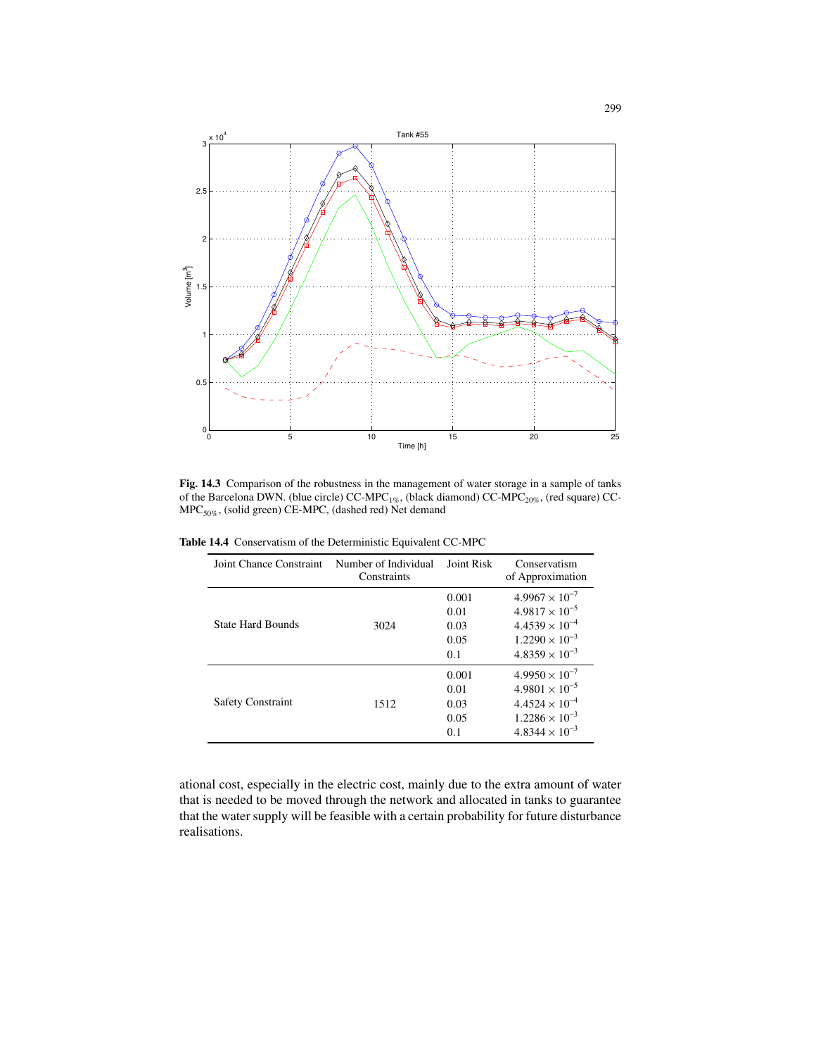Fig. 14.3 Comparison of the robustness in the management of water storage in a sample of tanks of the Barcelona DWN. (blue circle) CC-MPC$_{1\%}$, (black diamond) CC-MPC$_{20\%}$, (red square) CC-MPC$_{50\%}$, (solid green) CE-MPC, (dashed red) Net demand

**Table 14.4** Conservatism of the Deterministic Equivalent CC-MPC

| Joint Chance Constraint | Number of Individual Constraints | Joint Risk | Conservatism of Approximation |
|---|---|---|---|
| State Hard Bounds | 3024 | 0.001 | $4.9967 \times 10^{-7}$ |
| | | 0.01 | $4.9817 \times 10^{-5}$ |
| | | 0.03 | $4.4539 \times 10^{-4}$ |
| | | 0.05 | $1.2290 \times 10^{-3}$ |
| | | 0.1 | $4.8359 \times 10^{-3}$ |
| Safety Constraint | 1512 | 0.001 | $4.9950 \times 10^{-7}$ |
| | | 0.01 | $4.9801 \times 10^{-5}$ |
| | | 0.03 | $4.4524 \times 10^{-4}$ |
| | | 0.05 | $1.2286 \times 10^{-3}$ |
| | | 0.1 | $4.8344 \times 10^{-3}$ |

ational cost, especially in the electric cost, mainly due to the extra amount of water that is needed to be moved through the network and allocated in tanks to guarantee that the water supply will be feasible with a certain probability for future disturbance realisations.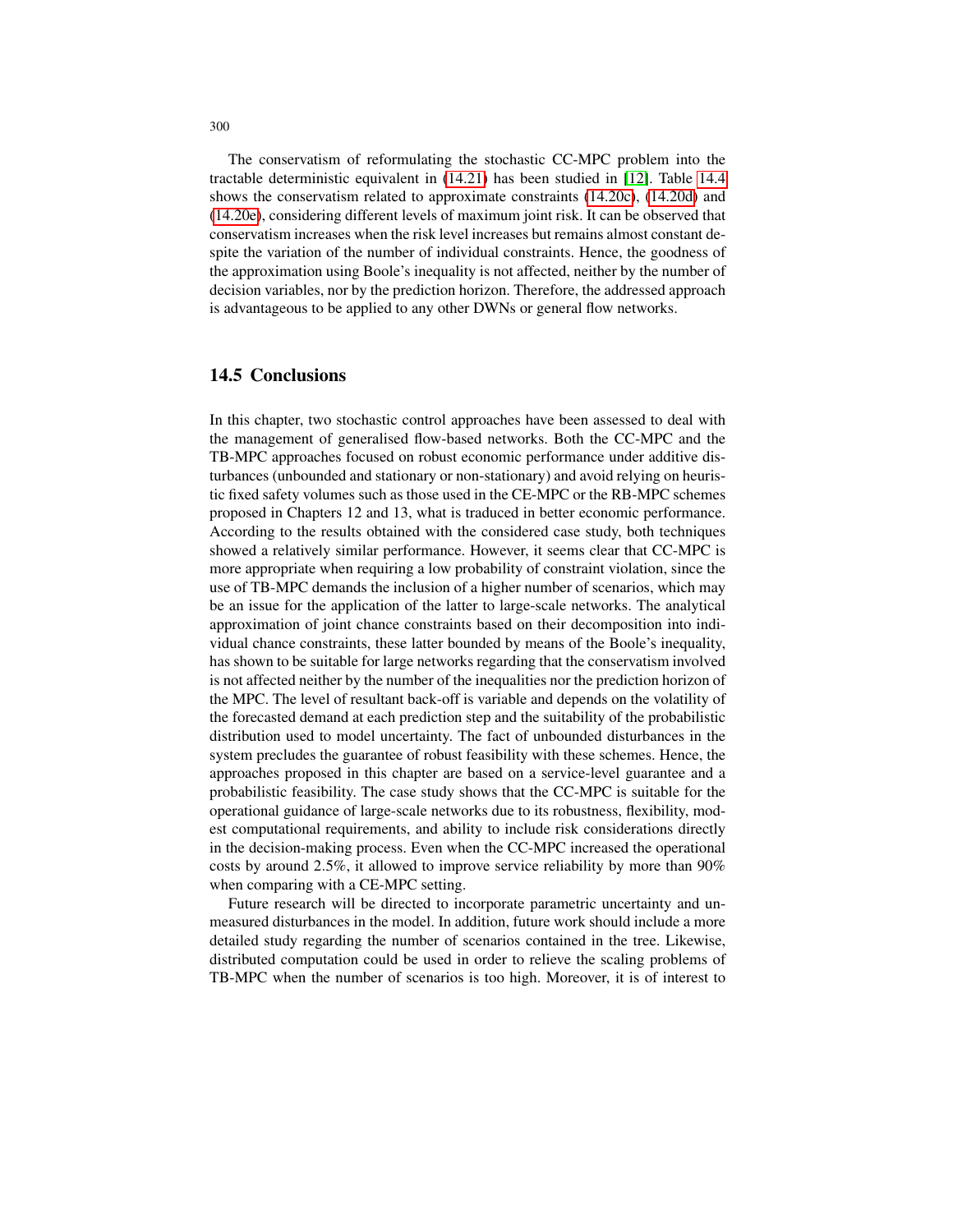The conservatism of reformulating the stochastic CC-MPC problem into the tractable deterministic equivalent in (14.21) has been studied in [12]. Table 14.4 shows the conservatism related to approximate constraints (14.20c), (14.20d) and (14.20e), considering different levels of maximum joint risk. It can be observed that conservatism increases when the risk level increases but remains almost constant despite the variation of the number of individual constraints. Hence, the goodness of the approximation using Boole's inequality is not affected, neither by the number of decision variables, nor by the prediction horizon. Therefore, the addressed approach is advantageous to be applied to any other DWNs or general flow networks.

## 14.5 Conclusions

In this chapter, two stochastic control approaches have been assessed to deal with the management of generalised flow-based networks. Both the CC-MPC and the TB-MPC approaches focused on robust economic performance under additive disturbances (unbounded and stationary or non-stationary) and avoid relying on heuristic fixed safety volumes such as those used in the CE-MPC or the RB-MPC schemes proposed in Chapters 12 and 13, what is traduced in better economic performance. According to the results obtained with the considered case study, both techniques showed a relatively similar performance. However, it seems clear that CC-MPC is more appropriate when requiring a low probability of constraint violation, since the use of TB-MPC demands the inclusion of a higher number of scenarios, which may be an issue for the application of the latter to large-scale networks. The analytical approximation of joint chance constraints based on their decomposition into individual chance constraints, these latter bounded by means of the Boole's inequality, has shown to be suitable for large networks regarding that the conservatism involved is not affected neither by the number of the inequalities nor the prediction horizon of the MPC. The level of resultant back-off is variable and depends on the volatility of the forecasted demand at each prediction step and the suitability of the probabilistic distribution used to model uncertainty. The fact of unbounded disturbances in the system precludes the guarantee of robust feasibility with these schemes. Hence, the approaches proposed in this chapter are based on a service-level guarantee and a probabilistic feasibility. The case study shows that the CC-MPC is suitable for the operational guidance of large-scale networks due to its robustness, flexibility, modest computational requirements, and ability to include risk considerations directly in the decision-making process. Even when the CC-MPC increased the operational costs by around 2.5%, it allowed to improve service reliability by more than 90% when comparing with a CE-MPC setting.

Future research will be directed to incorporate parametric uncertainty and unmeasured disturbances in the model. In addition, future work should include a more detailed study regarding the number of scenarios contained in the tree. Likewise, distributed computation could be used in order to relieve the scaling problems of TB-MPC when the number of scenarios is too high. Moreover, it is of interest to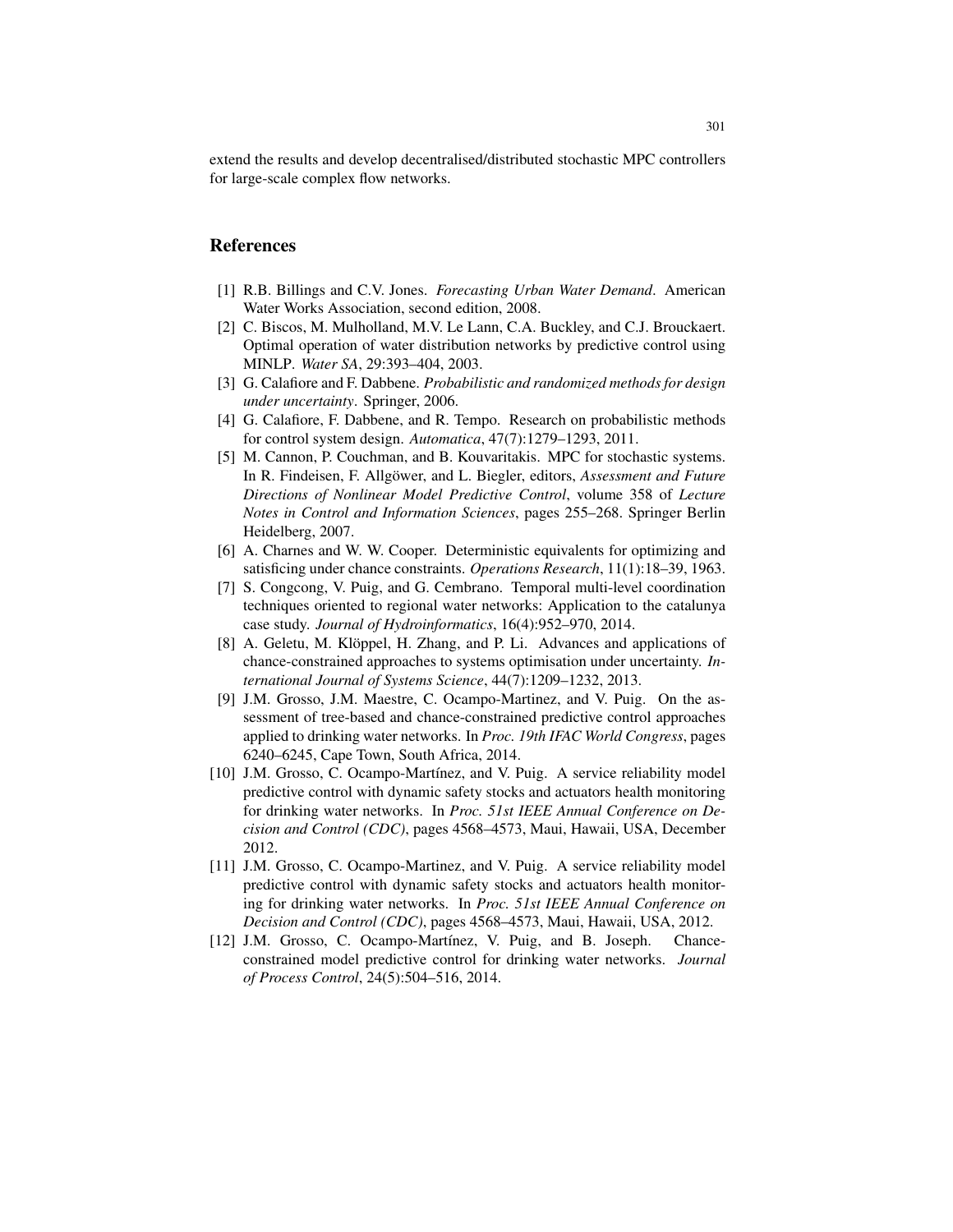extend the results and develop decentralised/distributed stochastic MPC controllers for large-scale complex flow networks.

## References

[1] R.B. Billings and C.V. Jones. *Forecasting Urban Water Demand*. American Water Works Association, second edition, 2008.

[2] C. Biscos, M. Mulholland, M.V. Le Lann, C.A. Buckley, and C.J. Brouckaert. Optimal operation of water distribution networks by predictive control using MINLP. *Water SA*, 29:393–404, 2003.

[3] G. Calafiore and F. Dabbene. *Probabilistic and randomized methods for design under uncertainty*. Springer, 2006.

[4] G. Calafiore, F. Dabbene, and R. Tempo. Research on probabilistic methods for control system design. *Automatica*, 47(7):1279–1293, 2011.

[5] M. Cannon, P. Couchman, and B. Kouvaritakis. MPC for stochastic systems. In R. Findeisen, F. Allgöwer, and L. Biegler, editors, *Assessment and Future Directions of Nonlinear Model Predictive Control*, volume 358 of *Lecture Notes in Control and Information Sciences*, pages 255–268. Springer Berlin Heidelberg, 2007.

[6] A. Charnes and W. W. Cooper. Deterministic equivalents for optimizing and satisficing under chance constraints. *Operations Research*, 11(1):18–39, 1963.

[7] S. Congcong, V. Puig, and G. Cembrano. Temporal multi-level coordination techniques oriented to regional water networks: Application to the catalunya case study. *Journal of Hydroinformatics*, 16(4):952–970, 2014.

[8] A. Geletu, M. Klöppel, H. Zhang, and P. Li. Advances and applications of chance-constrained approaches to systems optimisation under uncertainty. *International Journal of Systems Science*, 44(7):1209–1232, 2013.

[9] J.M. Grosso, J.M. Maestre, C. Ocampo-Martinez, and V. Puig. On the assessment of tree-based and chance-constrained predictive control approaches applied to drinking water networks. In *Proc. 19th IFAC World Congress*, pages 6240–6245, Cape Town, South Africa, 2014.

[10] J.M. Grosso, C. Ocampo-Martínez, and V. Puig. A service reliability model predictive control with dynamic safety stocks and actuators health monitoring for drinking water networks. In *Proc. 51st IEEE Annual Conference on Decision and Control (CDC)*, pages 4568–4573, Maui, Hawaii, USA, December 2012.

[11] J.M. Grosso, C. Ocampo-Martinez, and V. Puig. A service reliability model predictive control with dynamic safety stocks and actuators health monitoring for drinking water networks. In *Proc. 51st IEEE Annual Conference on Decision and Control (CDC)*, pages 4568–4573, Maui, Hawaii, USA, 2012.

[12] J.M. Grosso, C. Ocampo-Martínez, V. Puig, and B. Joseph. Chance-constrained model predictive control for drinking water networks. *Journal of Process Control*, 24(5):504–516, 2014.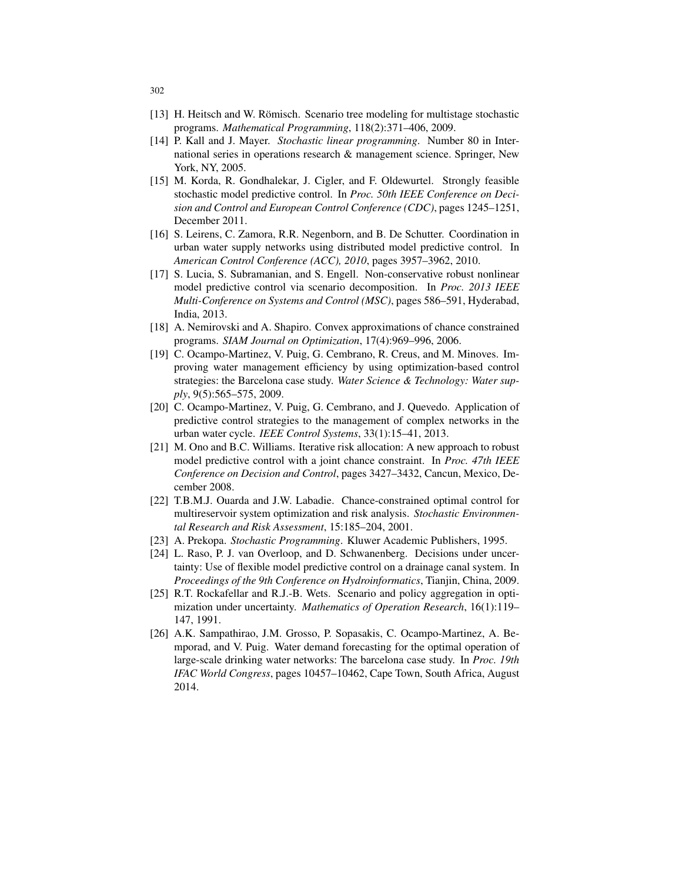[13] H. Heitsch and W. Römisch. Scenario tree modeling for multistage stochastic programs. *Mathematical Programming*, 118(2):371–406, 2009.

[14] P. Kall and J. Mayer. *Stochastic linear programming*. Number 80 in International series in operations research & management science. Springer, New York, NY, 2005.

[15] M. Korda, R. Gondhalekar, J. Cigler, and F. Oldewurtel. Strongly feasible stochastic model predictive control. In *Proc. 50th IEEE Conference on Decision and Control and European Control Conference (CDC)*, pages 1245–1251, December 2011.

[16] S. Leirens, C. Zamora, R.R. Negenborn, and B. De Schutter. Coordination in urban water supply networks using distributed model predictive control. In *American Control Conference (ACC), 2010*, pages 3957–3962, 2010.

[17] S. Lucia, S. Subramanian, and S. Engell. Non-conservative robust nonlinear model predictive control via scenario decomposition. In *Proc. 2013 IEEE Multi-Conference on Systems and Control (MSC)*, pages 586–591, Hyderabad, India, 2013.

[18] A. Nemirovski and A. Shapiro. Convex approximations of chance constrained programs. *SIAM Journal on Optimization*, 17(4):969–996, 2006.

[19] C. Ocampo-Martinez, V. Puig, G. Cembrano, R. Creus, and M. Minoves. Improving water management efficiency by using optimization-based control strategies: the Barcelona case study. *Water Science & Technology: Water supply*, 9(5):565–575, 2009.

[20] C. Ocampo-Martinez, V. Puig, G. Cembrano, and J. Quevedo. Application of predictive control strategies to the management of complex networks in the urban water cycle. *IEEE Control Systems*, 33(1):15–41, 2013.

[21] M. Ono and B.C. Williams. Iterative risk allocation: A new approach to robust model predictive control with a joint chance constraint. In *Proc. 47th IEEE Conference on Decision and Control*, pages 3427–3432, Cancun, Mexico, December 2008.

[22] T.B.M.J. Ouarda and J.W. Labadie. Chance-constrained optimal control for multireservoir system optimization and risk analysis. *Stochastic Environmental Research and Risk Assessment*, 15:185–204, 2001.

[23] A. Prekopa. *Stochastic Programming*. Kluwer Academic Publishers, 1995.

[24] L. Raso, P. J. van Overloop, and D. Schwanenberg. Decisions under uncertainty: Use of flexible model predictive control on a drainage canal system. In *Proceedings of the 9th Conference on Hydroinformatics*, Tianjin, China, 2009.

[25] R.T. Rockafellar and R.J.-B. Wets. Scenario and policy aggregation in optimization under uncertainty. *Mathematics of Operation Research*, 16(1):119–147, 1991.

[26] A.K. Sampathirao, J.M. Grosso, P. Sopasakis, C. Ocampo-Martinez, A. Bemporad, and V. Puig. Water demand forecasting for the optimal operation of large-scale drinking water networks: The barcelona case study. In *Proc. 19th IFAC World Congress*, pages 10457–10462, Cape Town, South Africa, August 2014.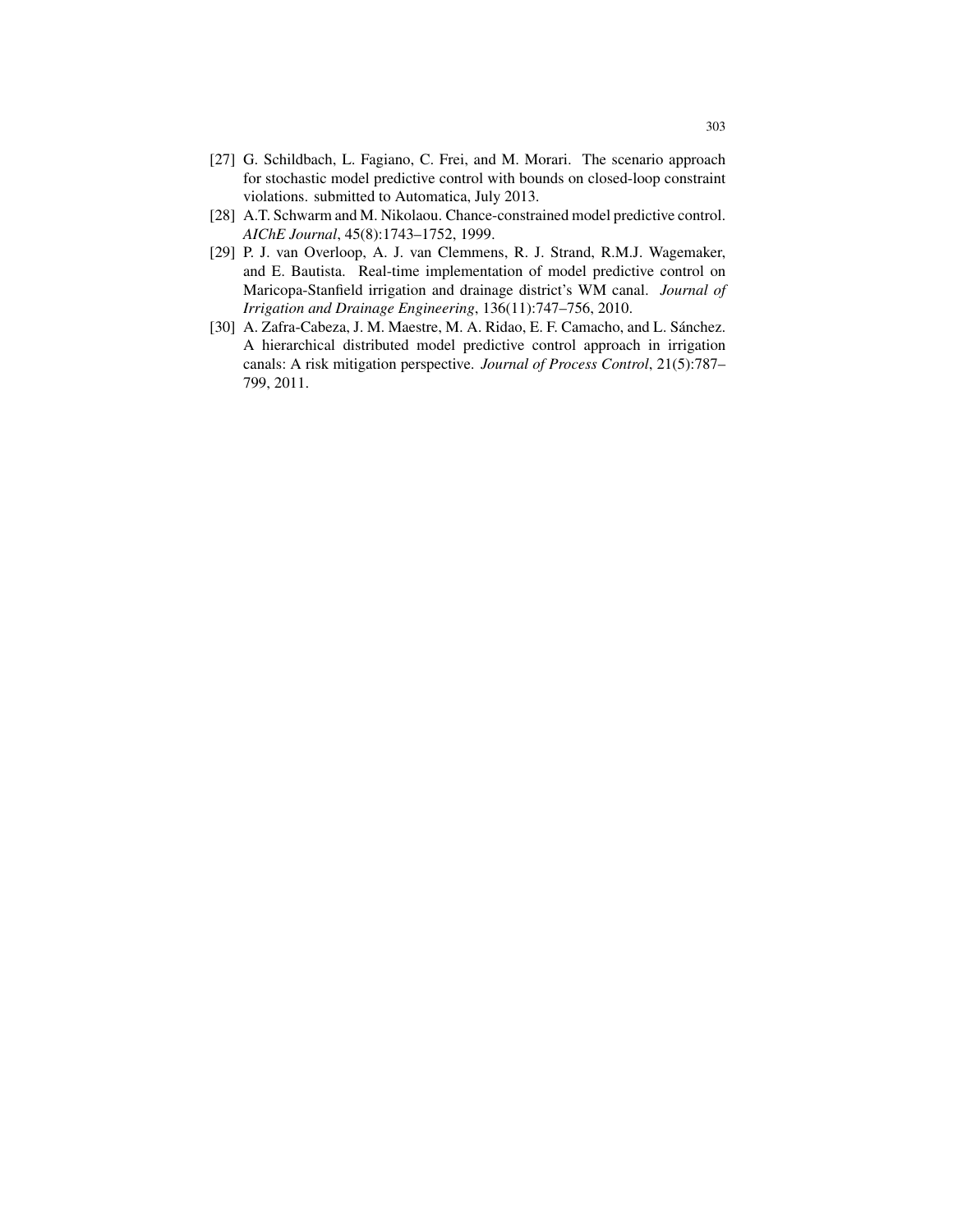[27] G. Schildbach, L. Fagiano, C. Frei, and M. Morari. The scenario approach for stochastic model predictive control with bounds on closed-loop constraint violations. submitted to Automatica, July 2013.

[28] A.T. Schwarm and M. Nikolaou. Chance-constrained model predictive control. *AIChE Journal*, 45(8):1743–1752, 1999.

[29] P. J. van Overloop, A. J. van Clemmens, R. J. Strand, R.M.J. Wagemaker, and E. Bautista. Real-time implementation of model predictive control on Maricopa-Stanfield irrigation and drainage district's WM canal. *Journal of Irrigation and Drainage Engineering*, 136(11):747–756, 2010.

[30] A. Zafra-Cabeza, J. M. Maestre, M. A. Ridao, E. F. Camacho, and L. Sánchez. A hierarchical distributed model predictive control approach in irrigation canals: A risk mitigation perspective. *Journal of Process Control*, 21(5):787–799, 2011.